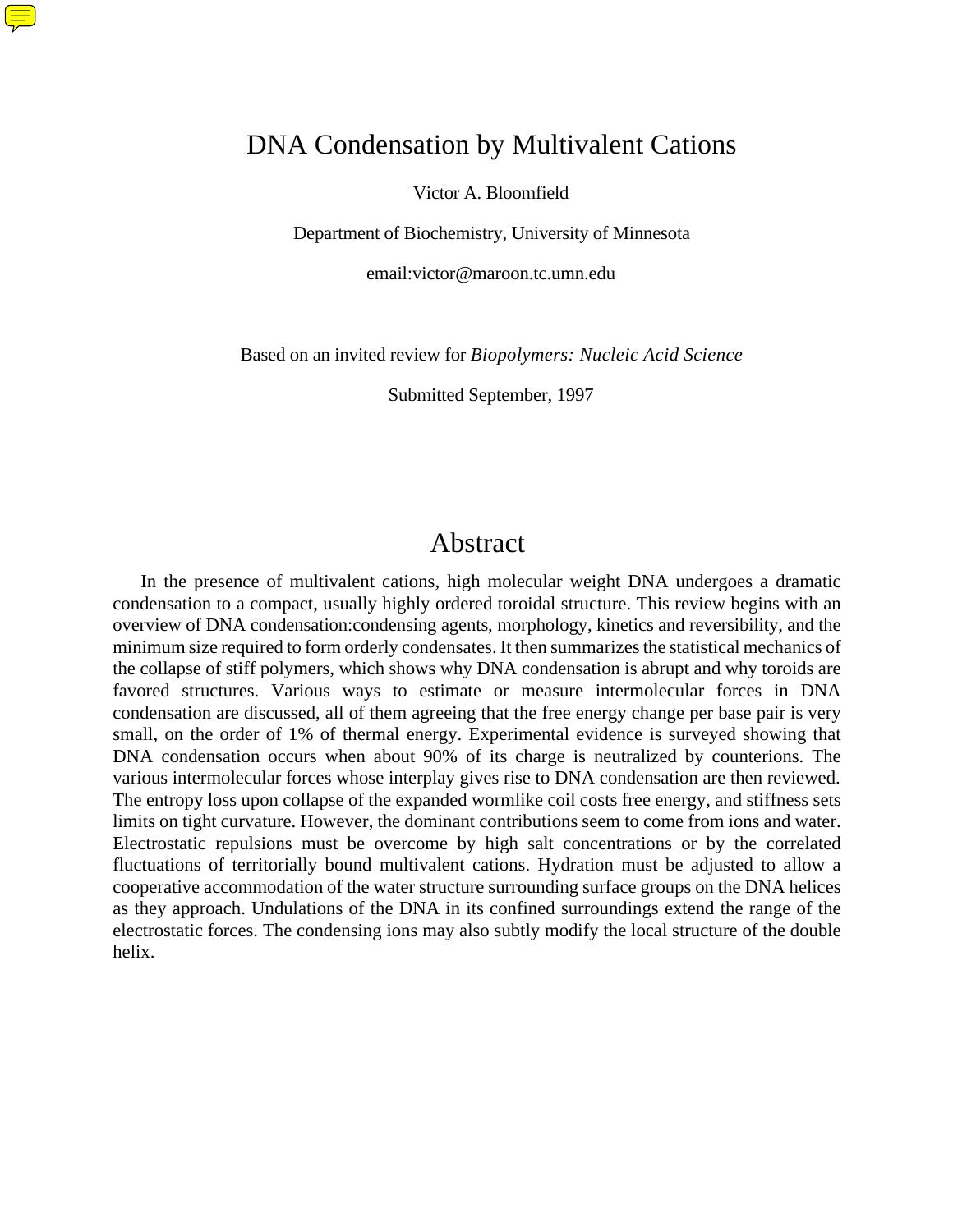# DNA Condensation by Multivalent Cations

Victor A. Bloomfield

Department of Biochemistry, University of Minnesota

email:victor@maroon.tc.umn.edu

Based on an invited review for *Biopolymers: Nucleic Acid Science*

Submitted September, 1997

## Abstract

In the presence of multivalent cations, high molecular weight DNA undergoes a dramatic condensation to a compact, usually highly ordered toroidal structure. This review begins with an overview of DNA condensation:condensing agents, morphology, kinetics and reversibility, and the minimum size required to form orderly condensates. It then summarizes the statistical mechanics of the collapse of stiff polymers, which shows why DNA condensation is abrupt and why toroids are favored structures. Various ways to estimate or measure intermolecular forces in DNA condensation are discussed, all of them agreeing that the free energy change per base pair is very small, on the order of 1% of thermal energy. Experimental evidence is surveyed showing that DNA condensation occurs when about 90% of its charge is neutralized by counterions. The various intermolecular forces whose interplay gives rise to DNA condensation are then reviewed. The entropy loss upon collapse of the expanded wormlike coil costs free energy, and stiffness sets limits on tight curvature. However, the dominant contributions seem to come from ions and water. Electrostatic repulsions must be overcome by high salt concentrations or by the correlated fluctuations of territorially bound multivalent cations. Hydration must be adjusted to allow a cooperative accommodation of the water structure surrounding surface groups on the DNA helices as they approach. Undulations of the DNA in its confined surroundings extend the range of the electrostatic forces. The condensing ions may also subtly modify the local structure of the double helix.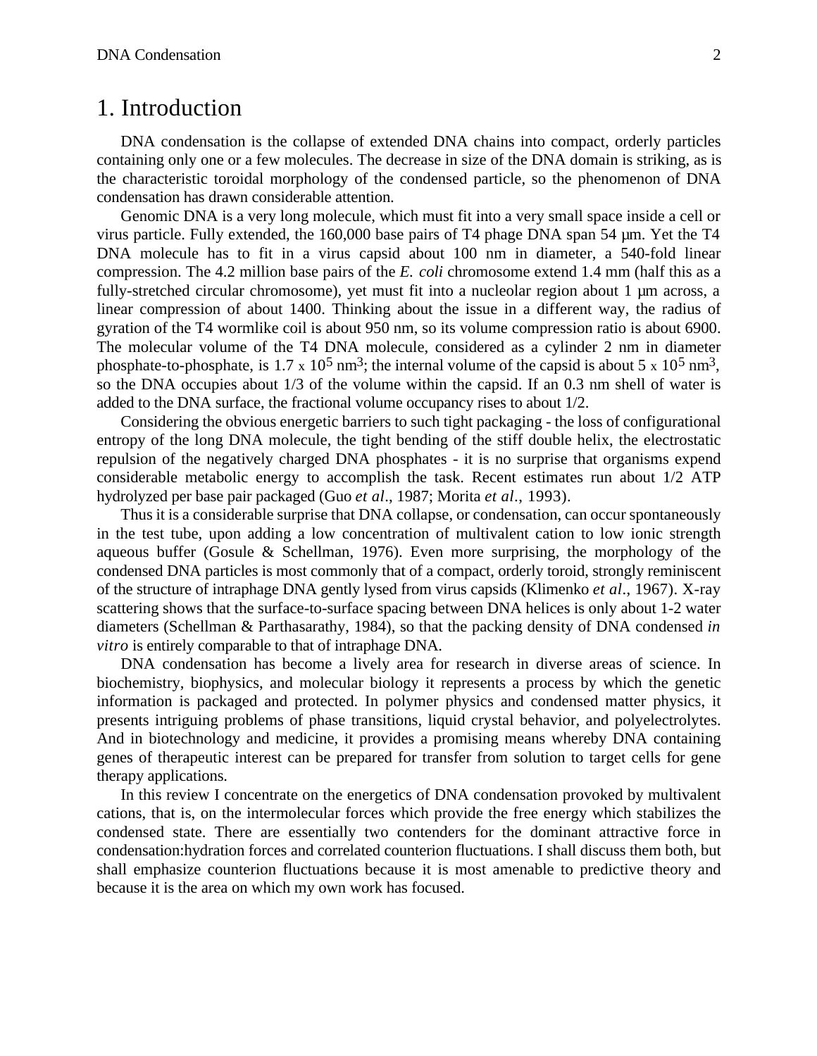# 1. Introduction

DNA condensation is the collapse of extended DNA chains into compact, orderly particles containing only one or a few molecules. The decrease in size of the DNA domain is striking, as is the characteristic toroidal morphology of the condensed particle, so the phenomenon of DNA condensation has drawn considerable attention.

Genomic DNA is a very long molecule, which must fit into a very small space inside a cell or virus particle. Fully extended, the 160,000 base pairs of T4 phage DNA span 54 µm. Yet the T4 DNA molecule has to fit in a virus capsid about 100 nm in diameter, a 540-fold linear compression. The 4.2 million base pairs of the *E. coli* chromosome extend 1.4 mm (half this as a fully-stretched circular chromosome), yet must fit into a nucleolar region about 1 µm across, a linear compression of about 1400. Thinking about the issue in a different way, the radius of gyration of the T4 wormlike coil is about 950 nm, so its volume compression ratio is about 6900. The molecular volume of the T4 DNA molecule, considered as a cylinder 2 nm in diameter phosphate-to-phosphate, is $1.7 \times 10^5$ nm$^3$; the internal volume of the capsid is about $5 \times 10^5$ nm$^3$, so the DNA occupies about 1/3 of the volume within the capsid. If an 0.3 nm shell of water is added to the DNA surface, the fractional volume occupancy rises to about 1/2.

Considering the obvious energetic barriers to such tight packaging - the loss of configurational entropy of the long DNA molecule, the tight bending of the stiff double helix, the electrostatic repulsion of the negatively charged DNA phosphates - it is no surprise that organisms expend considerable metabolic energy to accomplish the task. Recent estimates run about 1/2 ATP hydrolyzed per base pair packaged (Guo *et al*., 1987; Morita *et al*., 1993).

Thus it is a considerable surprise that DNA collapse, or condensation, can occur spontaneously in the test tube, upon adding a low concentration of multivalent cation to low ionic strength aqueous buffer (Gosule & Schellman, 1976). Even more surprising, the morphology of the condensed DNA particles is most commonly that of a compact, orderly toroid, strongly reminiscent of the structure of intraphage DNA gently lysed from virus capsids (Klimenko *et al*., 1967). X-ray scattering shows that the surface-to-surface spacing between DNA helices is only about 1-2 water diameters (Schellman & Parthasarathy, 1984), so that the packing density of DNA condensed *in vitro* is entirely comparable to that of intraphage DNA.

DNA condensation has become a lively area for research in diverse areas of science. In biochemistry, biophysics, and molecular biology it represents a process by which the genetic information is packaged and protected. In polymer physics and condensed matter physics, it presents intriguing problems of phase transitions, liquid crystal behavior, and polyelectrolytes. And in biotechnology and medicine, it provides a promising means whereby DNA containing genes of therapeutic interest can be prepared for transfer from solution to target cells for gene therapy applications.

In this review I concentrate on the energetics of DNA condensation provoked by multivalent cations, that is, on the intermolecular forces which provide the free energy which stabilizes the condensed state. There are essentially two contenders for the dominant attractive force in condensation:hydration forces and correlated counterion fluctuations. I shall discuss them both, but shall emphasize counterion fluctuations because it is most amenable to predictive theory and because it is the area on which my own work has focused.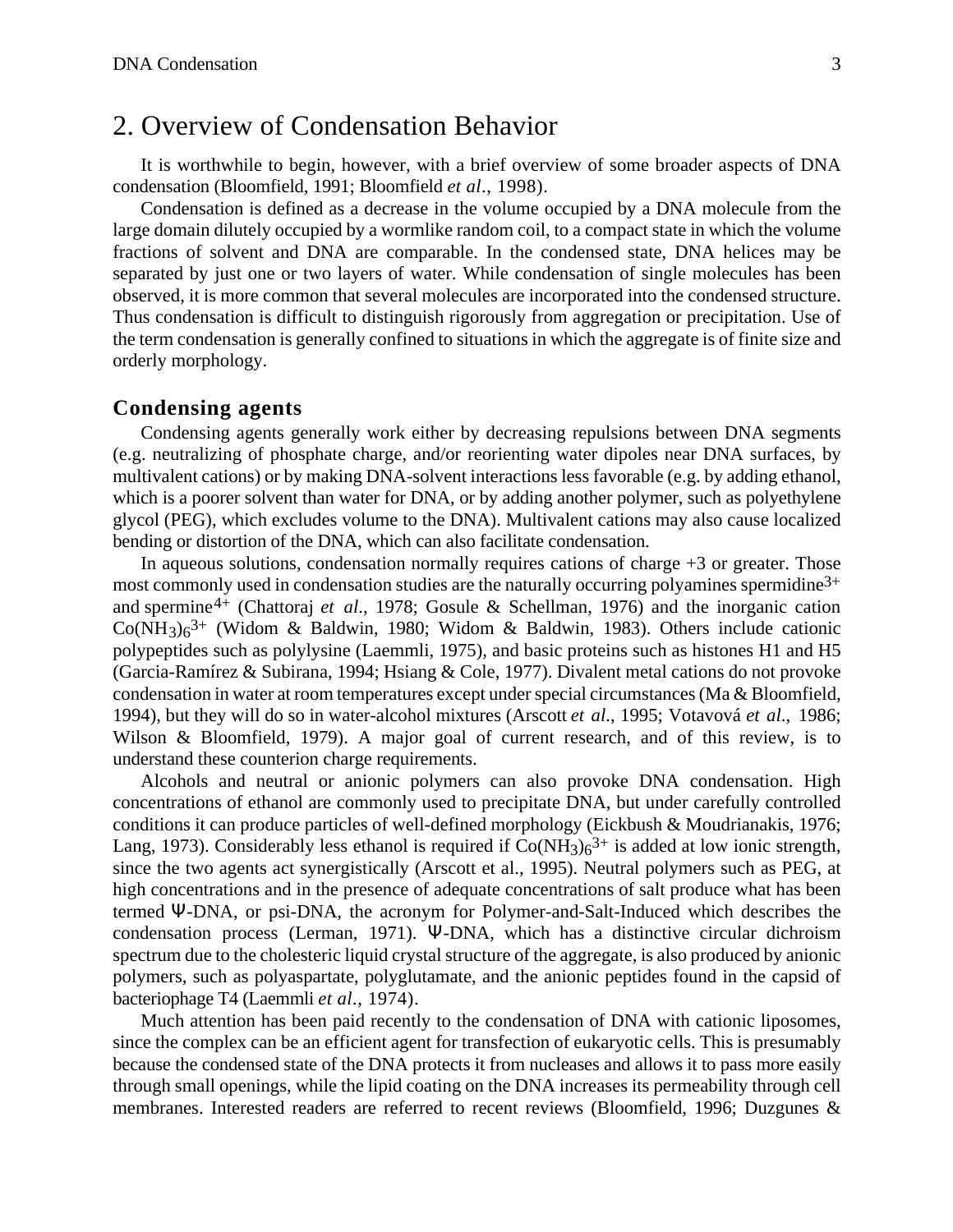## 2. Overview of Condensation Behavior

It is worthwhile to begin, however, with a brief overview of some broader aspects of DNA condensation (Bloomfield, 1991; Bloomfield *et al*., 1998).

Condensation is defined as a decrease in the volume occupied by a DNA molecule from the large domain dilutely occupied by a wormlike random coil, to a compact state in which the volume fractions of solvent and DNA are comparable. In the condensed state, DNA helices may be separated by just one or two layers of water. While condensation of single molecules has been observed, it is more common that several molecules are incorporated into the condensed structure. Thus condensation is difficult to distinguish rigorously from aggregation or precipitation. Use of the term condensation is generally confined to situations in which the aggregate is of finite size and orderly morphology.

### Condensing agents

Condensing agents generally work either by decreasing repulsions between DNA segments (e.g. neutralizing of phosphate charge, and/or reorienting water dipoles near DNA surfaces, by multivalent cations) or by making DNA-solvent interactions less favorable (e.g. by adding ethanol, which is a poorer solvent than water for DNA, or by adding another polymer, such as polyethylene glycol (PEG), which excludes volume to the DNA). Multivalent cations may also cause localized bending or distortion of the DNA, which can also facilitate condensation.

In aqueous solutions, condensation normally requires cations of charge +3 or greater. Those most commonly used in condensation studies are the naturally occurring polyamines spermidine$^{3+}$ and spermine$^{4+}$ (Chattoraj *et al*., 1978; Gosule & Schellman, 1976) and the inorganic cation $Co(NH_3)_6^{3+}$ (Widom & Baldwin, 1980; Widom & Baldwin, 1983). Others include cationic polypeptides such as polylysine (Laemmli, 1975), and basic proteins such as histones H1 and H5 (Garcia-Ramírez & Subirana, 1994; Hsiang & Cole, 1977). Divalent metal cations do not provoke condensation in water at room temperatures except under special circumstances (Ma & Bloomfield, 1994), but they will do so in water-alcohol mixtures (Arscott *et al*., 1995; Votavová *et al*., 1986; Wilson & Bloomfield, 1979). A major goal of current research, and of this review, is to understand these counterion charge requirements.

Alcohols and neutral or anionic polymers can also provoke DNA condensation. High concentrations of ethanol are commonly used to precipitate DNA, but under carefully controlled conditions it can produce particles of well-defined morphology (Eickbush & Moudrianakis, 1976; Lang, 1973). Considerably less ethanol is required if $Co(NH_3)_6^{3+}$ is added at low ionic strength, since the two agents act synergistically (Arscott et al., 1995). Neutral polymers such as PEG, at high concentrations and in the presence of adequate concentrations of salt produce what has been termed Ψ-DNA, or psi-DNA, the acronym for Polymer-and-Salt-Induced which describes the condensation process (Lerman, 1971). Ψ-DNA, which has a distinctive circular dichroism spectrum due to the cholesteric liquid crystal structure of the aggregate, is also produced by anionic polymers, such as polyaspartate, polyglutamate, and the anionic peptides found in the capsid of bacteriophage T4 (Laemmli *et al*., 1974).

Much attention has been paid recently to the condensation of DNA with cationic liposomes, since the complex can be an efficient agent for transfection of eukaryotic cells. This is presumably because the condensed state of the DNA protects it from nucleases and allows it to pass more easily through small openings, while the lipid coating on the DNA increases its permeability through cell membranes. Interested readers are referred to recent reviews (Bloomfield, 1996; Duzgunes &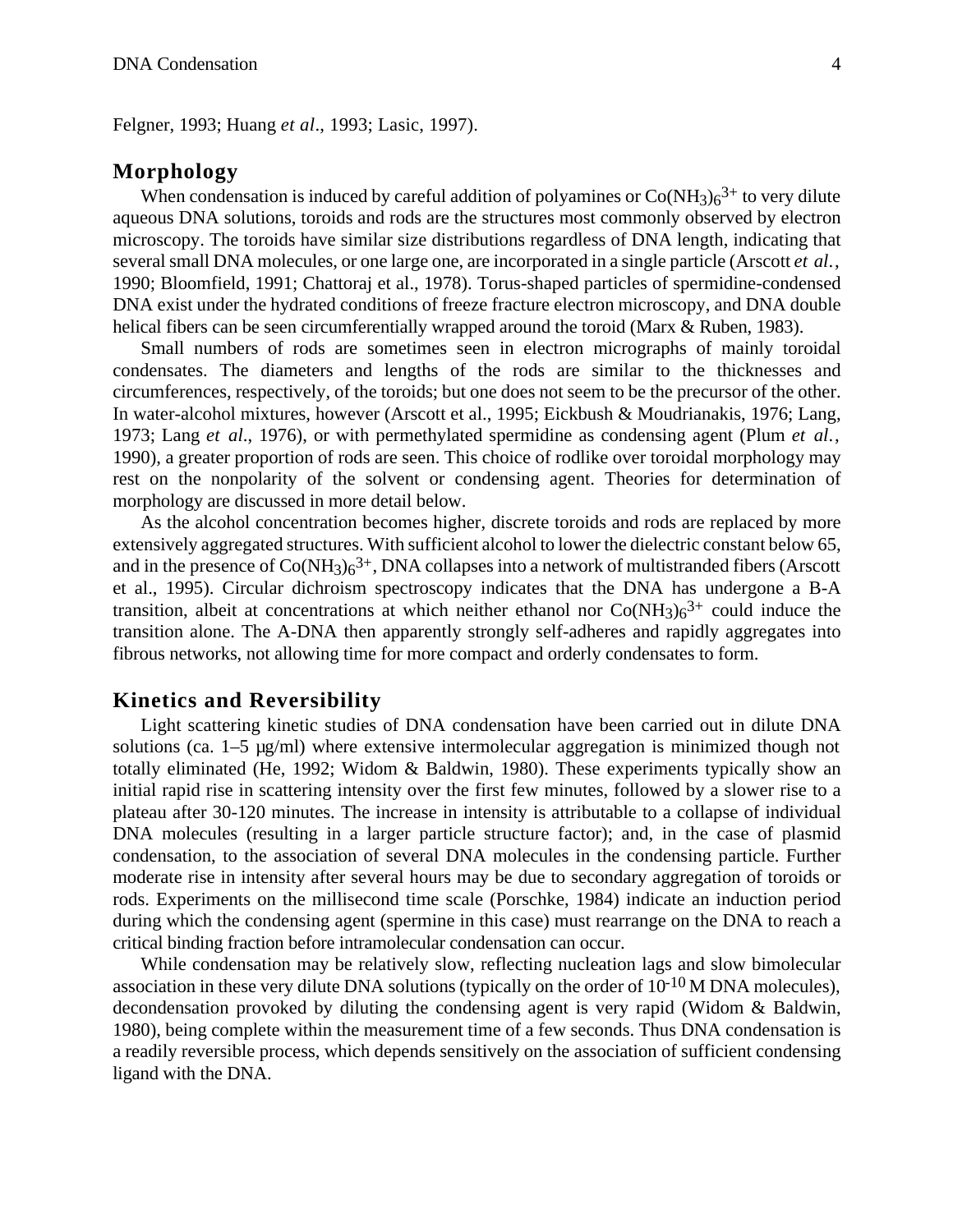Felgner, 1993; Huang *et al*., 1993; Lasic, 1997).

## Morphology

When condensation is induced by careful addition of polyamines or $Co(NH_3)_6^{3+}$ to very dilute aqueous DNA solutions, toroids and rods are the structures most commonly observed by electron microscopy. The toroids have similar size distributions regardless of DNA length, indicating that several small DNA molecules, or one large one, are incorporated in a single particle (Arscott *et al.*, 1990; Bloomfield, 1991; Chattoraj et al., 1978). Torus-shaped particles of spermidine-condensed DNA exist under the hydrated conditions of freeze fracture electron microscopy, and DNA double helical fibers can be seen circumferentially wrapped around the toroid (Marx & Ruben, 1983).

Small numbers of rods are sometimes seen in electron micrographs of mainly toroidal condensates. The diameters and lengths of the rods are similar to the thicknesses and circumferences, respectively, of the toroids; but one does not seem to be the precursor of the other. In water-alcohol mixtures, however (Arscott et al., 1995; Eickbush & Moudrianakis, 1976; Lang, 1973; Lang *et al*., 1976), or with permethylated spermidine as condensing agent (Plum *et al.*, 1990), a greater proportion of rods are seen. This choice of rodlike over toroidal morphology may rest on the nonpolarity of the solvent or condensing agent. Theories for determination of morphology are discussed in more detail below.

As the alcohol concentration becomes higher, discrete toroids and rods are replaced by more extensively aggregated structures. With sufficient alcohol to lower the dielectric constant below 65, and in the presence of $Co(NH_3)_6^{3+}$, DNA collapses into a network of multistranded fibers (Arscott et al., 1995). Circular dichroism spectroscopy indicates that the DNA has undergone a B-A transition, albeit at concentrations at which neither ethanol nor $Co(NH_3)_6^{3+}$ could induce the transition alone. The A-DNA then apparently strongly self-adheres and rapidly aggregates into fibrous networks, not allowing time for more compact and orderly condensates to form.

## Kinetics and Reversibility

Light scattering kinetic studies of DNA condensation have been carried out in dilute DNA solutions (ca. 1–5 µg/ml) where extensive intermolecular aggregation is minimized though not totally eliminated (He, 1992; Widom & Baldwin, 1980). These experiments typically show an initial rapid rise in scattering intensity over the first few minutes, followed by a slower rise to a plateau after 30-120 minutes. The increase in intensity is attributable to a collapse of individual DNA molecules (resulting in a larger particle structure factor); and, in the case of plasmid condensation, to the association of several DNA molecules in the condensing particle. Further moderate rise in intensity after several hours may be due to secondary aggregation of toroids or rods. Experiments on the millisecond time scale (Porschke, 1984) indicate an induction period during which the condensing agent (spermine in this case) must rearrange on the DNA to reach a critical binding fraction before intramolecular condensation can occur.

While condensation may be relatively slow, reflecting nucleation lags and slow bimolecular association in these very dilute DNA solutions (typically on the order of $10^{-10}$ M DNA molecules), decondensation provoked by diluting the condensing agent is very rapid (Widom & Baldwin, 1980), being complete within the measurement time of a few seconds. Thus DNA condensation is a readily reversible process, which depends sensitively on the association of sufficient condensing ligand with the DNA.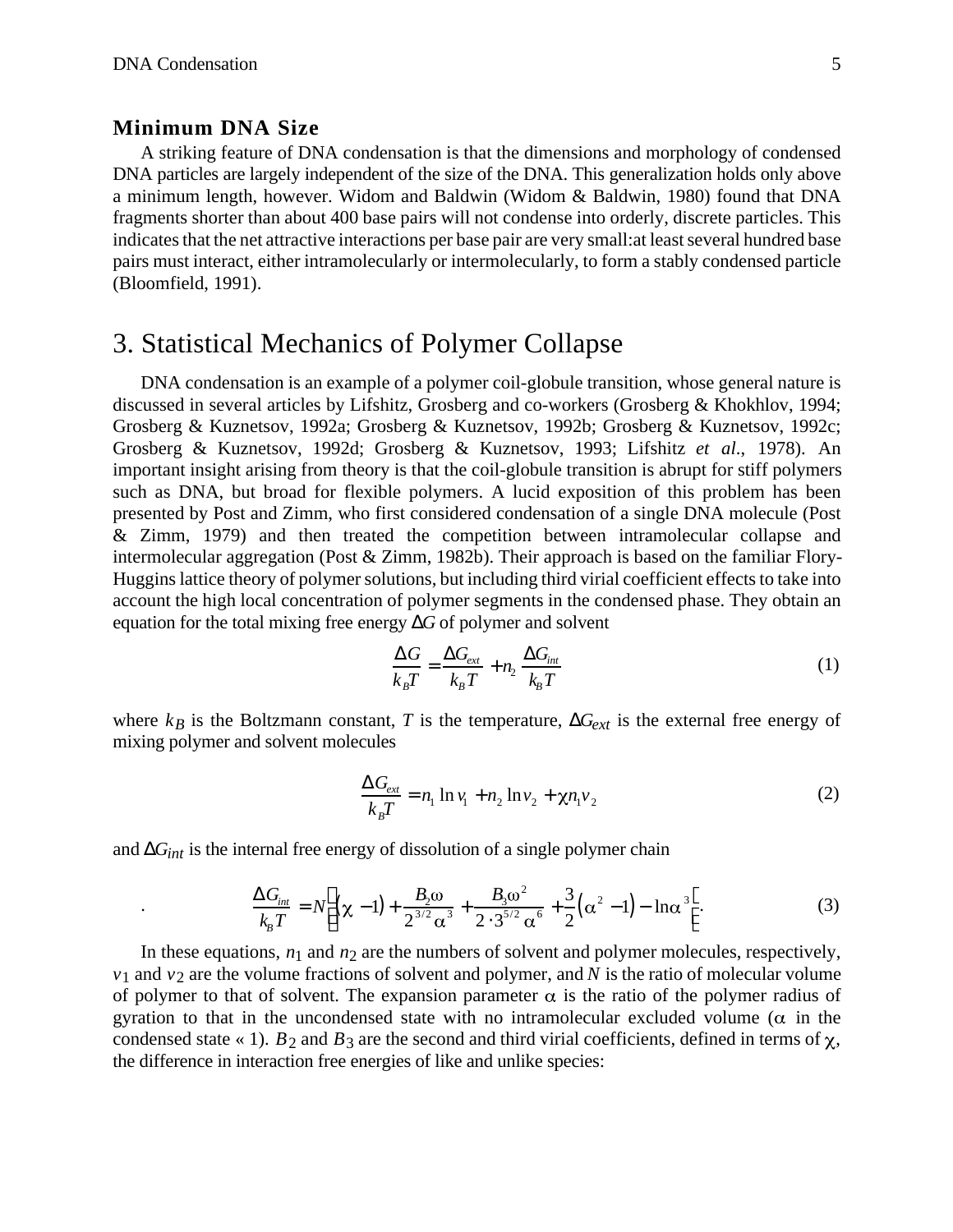### Minimum DNA Size

A striking feature of DNA condensation is that the dimensions and morphology of condensed DNA particles are largely independent of the size of the DNA. This generalization holds only above a minimum length, however. Widom and Baldwin (Widom & Baldwin, 1980) found that DNA fragments shorter than about 400 base pairs will not condense into orderly, discrete particles. This indicates that the net attractive interactions per base pair are very small:at least several hundred base pairs must interact, either intramolecularly or intermolecularly, to form a stably condensed particle (Bloomfield, 1991).

## 3. Statistical Mechanics of Polymer Collapse

DNA condensation is an example of a polymer coil-globule transition, whose general nature is discussed in several articles by Lifshitz, Grosberg and co-workers (Grosberg & Khokhlov, 1994; Grosberg & Kuznetsov, 1992a; Grosberg & Kuznetsov, 1992b; Grosberg & Kuznetsov, 1992c; Grosberg & Kuznetsov, 1992d; Grosberg & Kuznetsov, 1993; Lifshitz *et al*., 1978). An important insight arising from theory is that the coil-globule transition is abrupt for stiff polymers such as DNA, but broad for flexible polymers. A lucid exposition of this problem has been presented by Post and Zimm, who first considered condensation of a single DNA molecule (Post & Zimm, 1979) and then treated the competition between intramolecular collapse and intermolecular aggregation (Post & Zimm, 1982b). Their approach is based on the familiar Flory-Huggins lattice theory of polymer solutions, but including third virial coefficient effects to take into account the high local concentration of polymer segments in the condensed phase. They obtain an equation for the total mixing free energy $\Delta G$ of polymer and solvent

$$\frac{\Delta G}{k_B T} = \frac{\Delta G_{ext}}{k_B T} + n_2 \frac{\Delta G_{int}}{k_B T} \tag{1}$$

where $k_B$ is the Boltzmann constant, $T$ is the temperature, $\Delta G_{ext}$ is the external free energy of mixing polymer and solvent molecules

$$\frac{\Delta G_{ext}}{k_B T} = n_1 \ln v_1 + n_2 \ln v_2 + \chi n_1 v_2 \tag{2}$$

and $\Delta G_{int}$ is the internal free energy of dissolution of a single polymer chain

$$\frac{\Delta G_{int}}{k_B T} = N\left[(\chi - 1) + \frac{B_2 \omega}{2^{3/2} \alpha^3} + \frac{B_3 \omega^2}{2 \cdot 3^{5/2} \alpha^6} + \frac{3}{2}\left(\alpha^2 - 1\right) - \ln \alpha^3\right]. \tag{3}$$

In these equations, $n_1$ and $n_2$ are the numbers of solvent and polymer molecules, respectively, $v_1$ and $v_2$ are the volume fractions of solvent and polymer, and $N$ is the ratio of molecular volume of polymer to that of solvent. The expansion parameter $\alpha$ is the ratio of the polymer radius of gyration to that in the uncondensed state with no intramolecular excluded volume ($\alpha$ in the condensed state « 1). $B_2$ and $B_3$ are the second and third virial coefficients, defined in terms of $\chi$, the difference in interaction free energies of like and unlike species: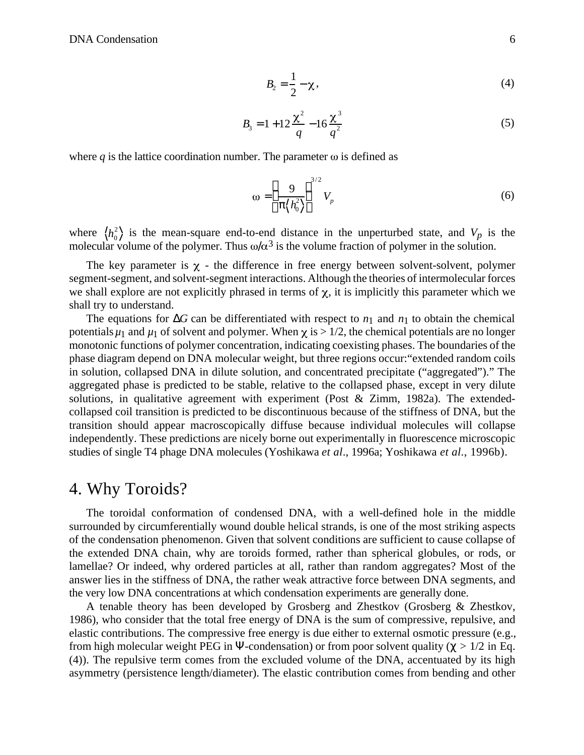$$B_2 = \frac{1}{2} - \chi, \tag{4}$$

$$B_3 = 1 + 12\frac{\chi^2}{q} - 16\frac{\chi^3}{q^2} \tag{5}$$

where $q$ is the lattice coordination number. The parameter $\omega$ is defined as

$$\omega = \left(\frac{9}{\pi \langle h_0^2 \rangle}\right)^{3/2} V_p \tag{6}$$

where $\langle h_0^2 \rangle$ is the mean-square end-to-end distance in the unperturbed state, and $V_p$ is the molecular volume of the polymer. Thus $\omega/\alpha^3$ is the volume fraction of polymer in the solution.

The key parameter is $\chi$ - the difference in free energy between solvent-solvent, polymer segment-segment, and solvent-segment interactions. Although the theories of intermolecular forces we shall explore are not explicitly phrased in terms of $\chi$, it is implicitly this parameter which we shall try to understand.

The equations for $\Delta G$ can be differentiated with respect to $n_1$ and $n_1$ to obtain the chemical potentials $\mu_1$ and $\mu_1$ of solvent and polymer. When $\chi$ is > 1/2, the chemical potentials are no longer monotonic functions of polymer concentration, indicating coexisting phases. The boundaries of the phase diagram depend on DNA molecular weight, but three regions occur:"extended random coils in solution, collapsed DNA in dilute solution, and concentrated precipitate ("aggregated")." The aggregated phase is predicted to be stable, relative to the collapsed phase, except in very dilute solutions, in qualitative agreement with experiment (Post & Zimm, 1982a). The extended-collapsed coil transition is predicted to be discontinuous because of the stiffness of DNA, but the transition should appear macroscopically diffuse because individual molecules will collapse independently. These predictions are nicely borne out experimentally in fluorescence microscopic studies of single T4 phage DNA molecules (Yoshikawa *et al*., 1996a; Yoshikawa *et al*., 1996b).

# 4. Why Toroids?

The toroidal conformation of condensed DNA, with a well-defined hole in the middle surrounded by circumferentially wound double helical strands, is one of the most striking aspects of the condensation phenomenon. Given that solvent conditions are sufficient to cause collapse of the extended DNA chain, why are toroids formed, rather than spherical globules, or rods, or lamellae? Or indeed, why ordered particles at all, rather than random aggregates? Most of the answer lies in the stiffness of DNA, the rather weak attractive force between DNA segments, and the very low DNA concentrations at which condensation experiments are generally done.

A tenable theory has been developed by Grosberg and Zhestkov (Grosberg & Zhestkov, 1986), who consider that the total free energy of DNA is the sum of compressive, repulsive, and elastic contributions. The compressive free energy is due either to external osmotic pressure (e.g., from high molecular weight PEG in Ψ-condensation) or from poor solvent quality ($\chi$ > 1/2 in Eq. (4)). The repulsive term comes from the excluded volume of the DNA, accentuated by its high asymmetry (persistence length/diameter). The elastic contribution comes from bending and other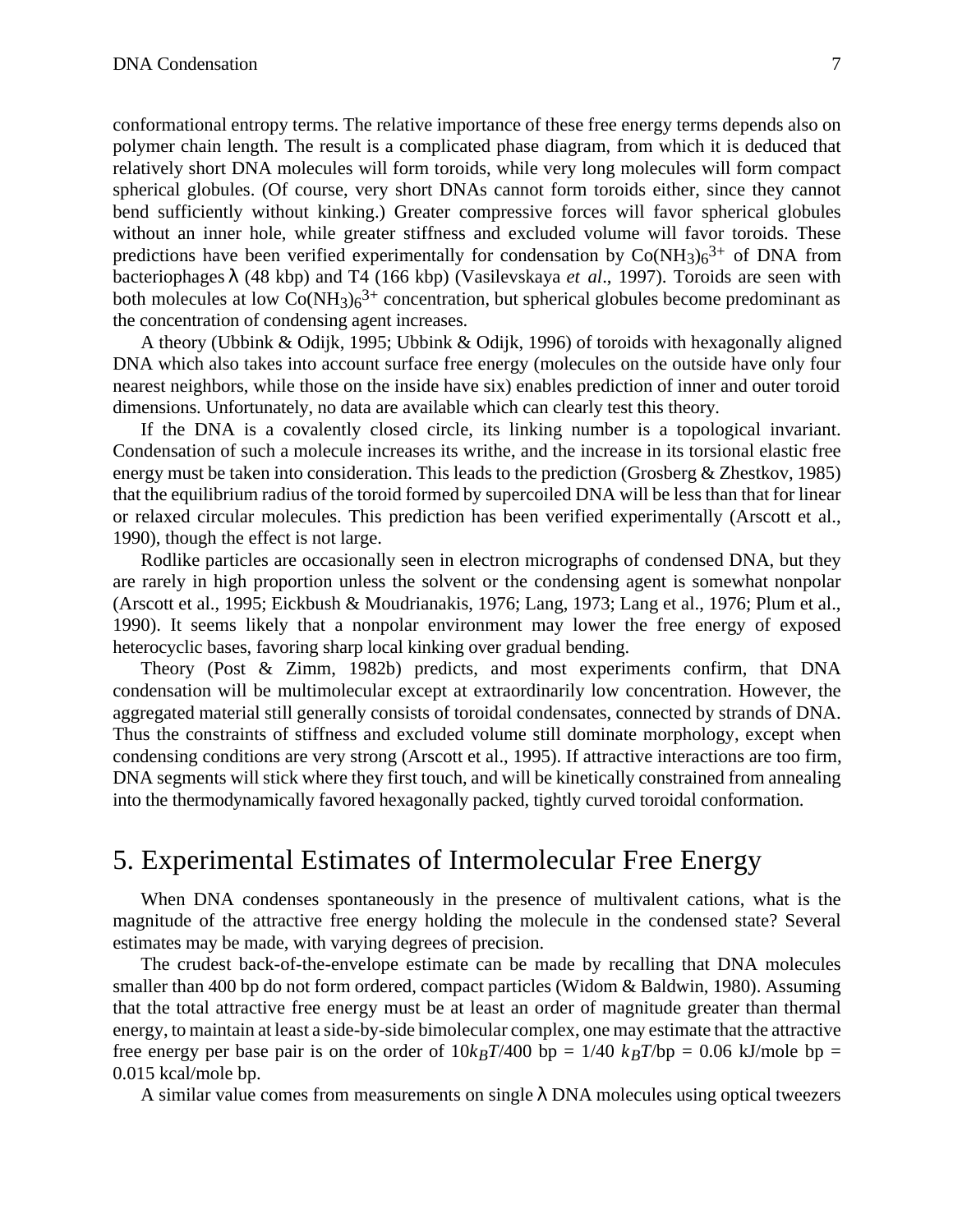conformational entropy terms. The relative importance of these free energy terms depends also on polymer chain length. The result is a complicated phase diagram, from which it is deduced that relatively short DNA molecules will form toroids, while very long molecules will form compact spherical globules. (Of course, very short DNAs cannot form toroids either, since they cannot bend sufficiently without kinking.) Greater compressive forces will favor spherical globules without an inner hole, while greater stiffness and excluded volume will favor toroids. These predictions have been verified experimentally for condensation by $Co(NH_3)_6^{3+}$ of DNA from bacteriophages λ (48 kbp) and T4 (166 kbp) (Vasilevskaya *et al*., 1997). Toroids are seen with both molecules at low $Co(NH_3)_6^{3+}$ concentration, but spherical globules become predominant as the concentration of condensing agent increases.

A theory (Ubbink & Odijk, 1995; Ubbink & Odijk, 1996) of toroids with hexagonally aligned DNA which also takes into account surface free energy (molecules on the outside have only four nearest neighbors, while those on the inside have six) enables prediction of inner and outer toroid dimensions. Unfortunately, no data are available which can clearly test this theory.

If the DNA is a covalently closed circle, its linking number is a topological invariant. Condensation of such a molecule increases its writhe, and the increase in its torsional elastic free energy must be taken into consideration. This leads to the prediction (Grosberg & Zhestkov, 1985) that the equilibrium radius of the toroid formed by supercoiled DNA will be less than that for linear or relaxed circular molecules. This prediction has been verified experimentally (Arscott et al., 1990), though the effect is not large.

Rodlike particles are occasionally seen in electron micrographs of condensed DNA, but they are rarely in high proportion unless the solvent or the condensing agent is somewhat nonpolar (Arscott et al., 1995; Eickbush & Moudrianakis, 1976; Lang, 1973; Lang et al., 1976; Plum et al., 1990). It seems likely that a nonpolar environment may lower the free energy of exposed heterocyclic bases, favoring sharp local kinking over gradual bending.

Theory (Post & Zimm, 1982b) predicts, and most experiments confirm, that DNA condensation will be multimolecular except at extraordinarily low concentration. However, the aggregated material still generally consists of toroidal condensates, connected by strands of DNA. Thus the constraints of stiffness and excluded volume still dominate morphology, except when condensing conditions are very strong (Arscott et al., 1995). If attractive interactions are too firm, DNA segments will stick where they first touch, and will be kinetically constrained from annealing into the thermodynamically favored hexagonally packed, tightly curved toroidal conformation.

# 5. Experimental Estimates of Intermolecular Free Energy

When DNA condenses spontaneously in the presence of multivalent cations, what is the magnitude of the attractive free energy holding the molecule in the condensed state? Several estimates may be made, with varying degrees of precision.

The crudest back-of-the-envelope estimate can be made by recalling that DNA molecules smaller than 400 bp do not form ordered, compact particles (Widom & Baldwin, 1980). Assuming that the total attractive free energy must be at least an order of magnitude greater than thermal energy, to maintain at least a side-by-side bimolecular complex, one may estimate that the attractive free energy per base pair is on the order of $10k_BT$/400 bp = 1/40 $k_BT$/bp = 0.06 kJ/mole bp = 0.015 kcal/mole bp.

A similar value comes from measurements on single λ DNA molecules using optical tweezers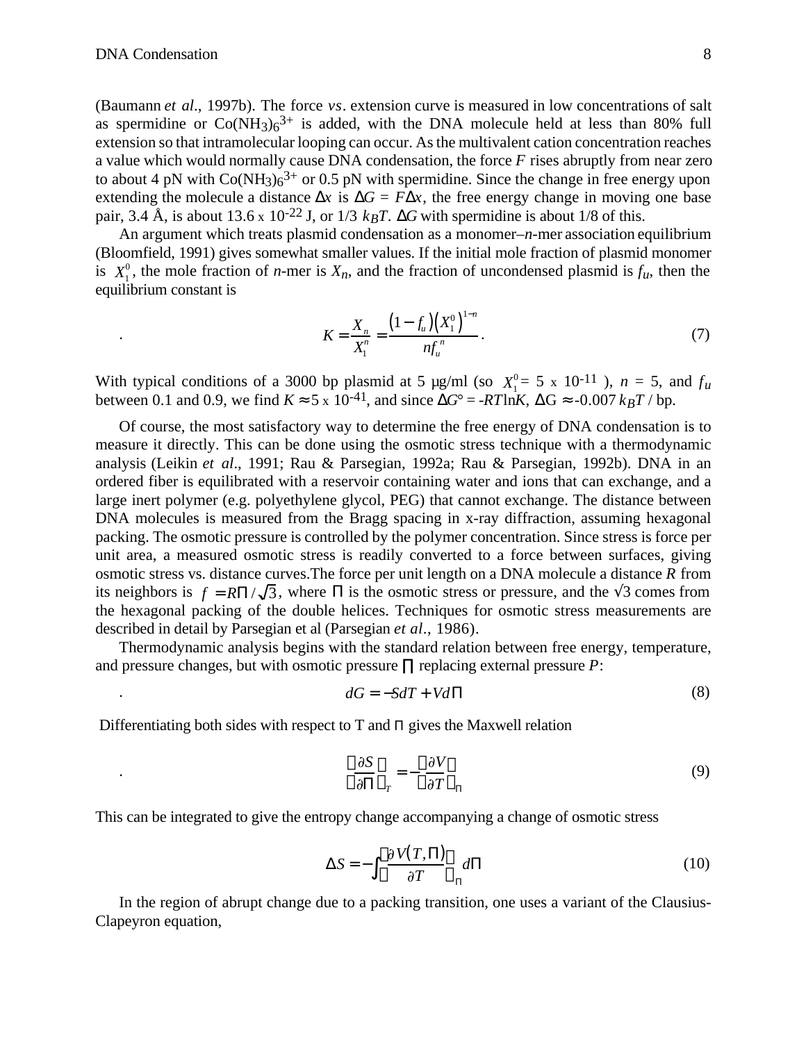(Baumann *et al*., 1997b). The force *vs*. extension curve is measured in low concentrations of salt as spermidine or $Co(NH_3)_6^{3+}$ is added, with the DNA molecule held at less than 80% full extension so that intramolecular looping can occur. As the multivalent cation concentration reaches a value which would normally cause DNA condensation, the force $F$ rises abruptly from near zero to about 4 pN with $Co(NH_3)_6^{3+}$ or 0.5 pN with spermidine. Since the change in free energy upon extending the molecule a distance $\Delta x$ is $\Delta G = F\Delta x$, the free energy change in moving one base pair, 3.4 Å, is about 13.6 x $10^{-22}$ J, or 1/3 $k_BT$. $\Delta G$ with spermidine is about 1/8 of this.

An argument which treats plasmid condensation as a monomer–*n*-mer association equilibrium (Bloomfield, 1991) gives somewhat smaller values. If the initial mole fraction of plasmid monomer is $X_1^0$, the mole fraction of *n*-mer is $X_n$, and the fraction of uncondensed plasmid is $f_u$, then the equilibrium constant is

$$K = \frac{X_n}{X_1^n} = \frac{(1-f_u)\left(X_1^0\right)^{1-n}}{n f_u^{\,n}}. \tag{7}$$

With typical conditions of a 3000 bp plasmid at 5 µg/ml (so $X_1^0 = 5 \times 10^{-11}$ ), $n$ = 5, and $f_u$ between 0.1 and 0.9, we find $K \approx 5 \times 10^{-41}$, and since $\Delta G° = -RT\ln K$, $\Delta G \approx -0.007\, k_BT$ / bp.

Of course, the most satisfactory way to determine the free energy of DNA condensation is to measure it directly. This can be done using the osmotic stress technique with a thermodynamic analysis (Leikin *et al*., 1991; Rau & Parsegian, 1992a; Rau & Parsegian, 1992b). DNA in an ordered fiber is equilibrated with a reservoir containing water and ions that can exchange, and a large inert polymer (e.g. polyethylene glycol, PEG) that cannot exchange. The distance between DNA molecules is measured from the Bragg spacing in x-ray diffraction, assuming hexagonal packing. The osmotic pressure is controlled by the polymer concentration. Since stress is force per unit area, a measured osmotic stress is readily converted to a force between surfaces, giving osmotic stress vs. distance curves.The force per unit length on a DNA molecule a distance $R$ from its neighbors is $f = R\Pi/\sqrt{3}$, where $\Pi$ is the osmotic stress or pressure, and the √3 comes from the hexagonal packing of the double helices. Techniques for osmotic stress measurements are described in detail by Parsegian et al (Parsegian *et al*., 1986).

Thermodynamic analysis begins with the standard relation between free energy, temperature, and pressure changes, but with osmotic pressure $\Pi$ replacing external pressure $P$:

$$dG = -SdT + Vd\Pi \tag{8}$$

Differentiating both sides with respect to T and $\Pi$ gives the Maxwell relation

$$\left(\frac{\partial S}{\partial \Pi}\right)_T = -\left(\frac{\partial V}{\partial T}\right)_\Pi \tag{9}$$

This can be integrated to give the entropy change accompanying a change of osmotic stress

$$\Delta S = -\int \left(\frac{\partial V(T,\Pi)}{\partial T}\right)_\Pi d\Pi \tag{10}$$

In the region of abrupt change due to a packing transition, one uses a variant of the Clausius-Clapeyron equation,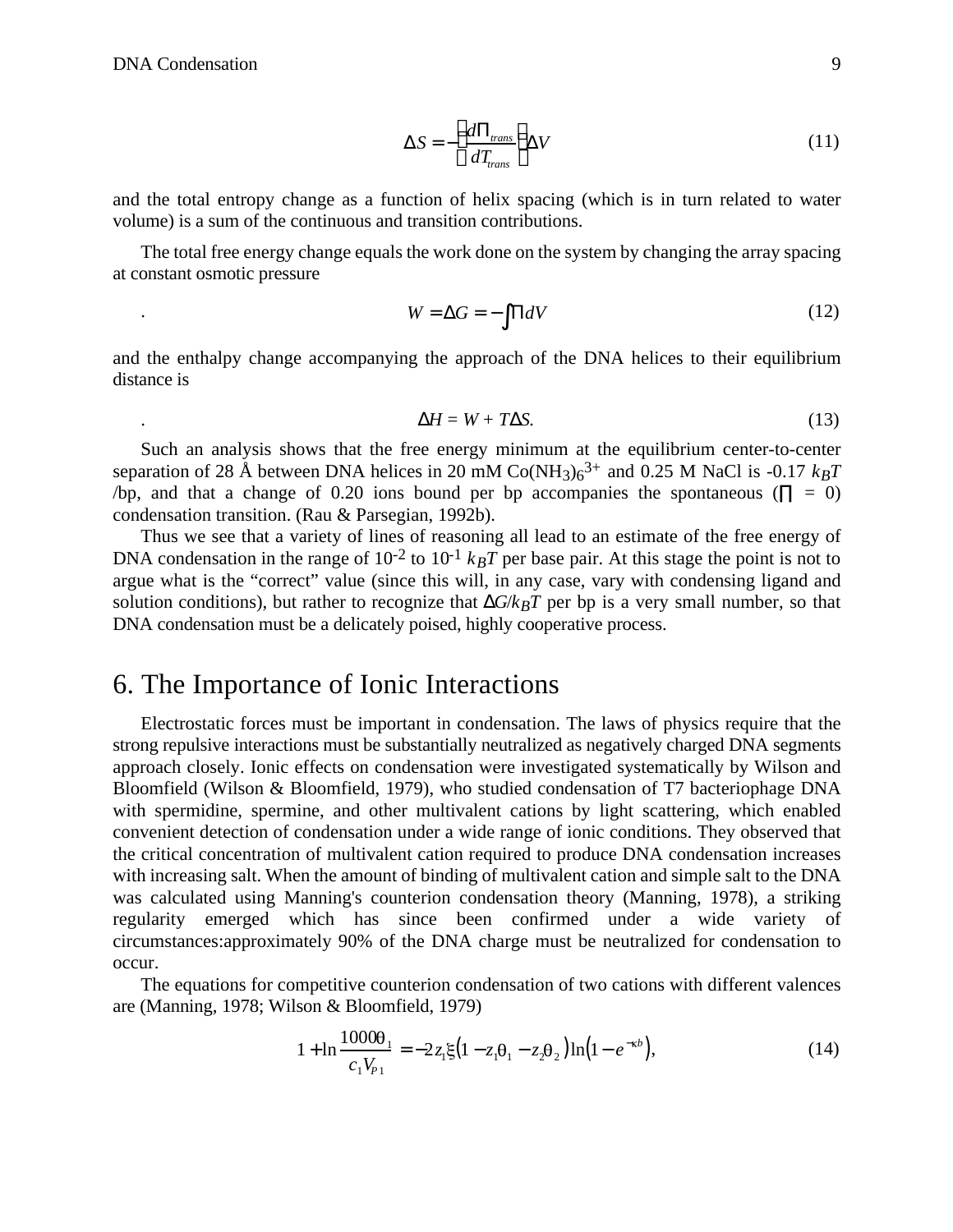$$\Delta S = -\left(\frac{d\Pi_{trans}}{dT_{trans}}\right)\Delta V \tag{11}$$

and the total entropy change as a function of helix spacing (which is in turn related to water volume) is a sum of the continuous and transition contributions.

The total free energy change equals the work done on the system by changing the array spacing at constant osmotic pressure

$$W = \Delta G = -\int \Pi dV \tag{12}$$

and the enthalpy change accompanying the approach of the DNA helices to their equilibrium distance is

$$\Delta H = W + T\Delta S. \tag{13}$$

Such an analysis shows that the free energy minimum at the equilibrium center-to-center separation of 28 Å between DNA helices in 20 mM $Co(NH_3)_6^{3+}$ and 0.25 M NaCl is -0.17 $k_BT$ /bp, and that a change of 0.20 ions bound per bp accompanies the spontaneous ($\Pi = 0$) condensation transition. (Rau & Parsegian, 1992b).

Thus we see that a variety of lines of reasoning all lead to an estimate of the free energy of DNA condensation in the range of $10^{-2}$ to $10^{-1}$ $k_BT$ per base pair. At this stage the point is not to argue what is the "correct" value (since this will, in any case, vary with condensing ligand and solution conditions), but rather to recognize that $\Delta G/k_BT$ per bp is a very small number, so that DNA condensation must be a delicately poised, highly cooperative process.

## 6. The Importance of Ionic Interactions

Electrostatic forces must be important in condensation. The laws of physics require that the strong repulsive interactions must be substantially neutralized as negatively charged DNA segments approach closely. Ionic effects on condensation were investigated systematically by Wilson and Bloomfield (Wilson & Bloomfield, 1979), who studied condensation of T7 bacteriophage DNA with spermidine, spermine, and other multivalent cations by light scattering, which enabled convenient detection of condensation under a wide range of ionic conditions. They observed that the critical concentration of multivalent cation required to produce DNA condensation increases with increasing salt. When the amount of binding of multivalent cation and simple salt to the DNA was calculated using Manning's counterion condensation theory (Manning, 1978), a striking regularity emerged which has since been confirmed under a wide variety of circumstances:approximately 90% of the DNA charge must be neutralized for condensation to occur.

The equations for competitive counterion condensation of two cations with different valences are (Manning, 1978; Wilson & Bloomfield, 1979)

$$1 + \ln\frac{1000\theta_1}{c_1 V_{P1}} = -2z_1\xi\left(1 - z_1\theta_1 - z_2\theta_2\right)\ln\left(1 - e^{-\kappa b}\right), \tag{14}$$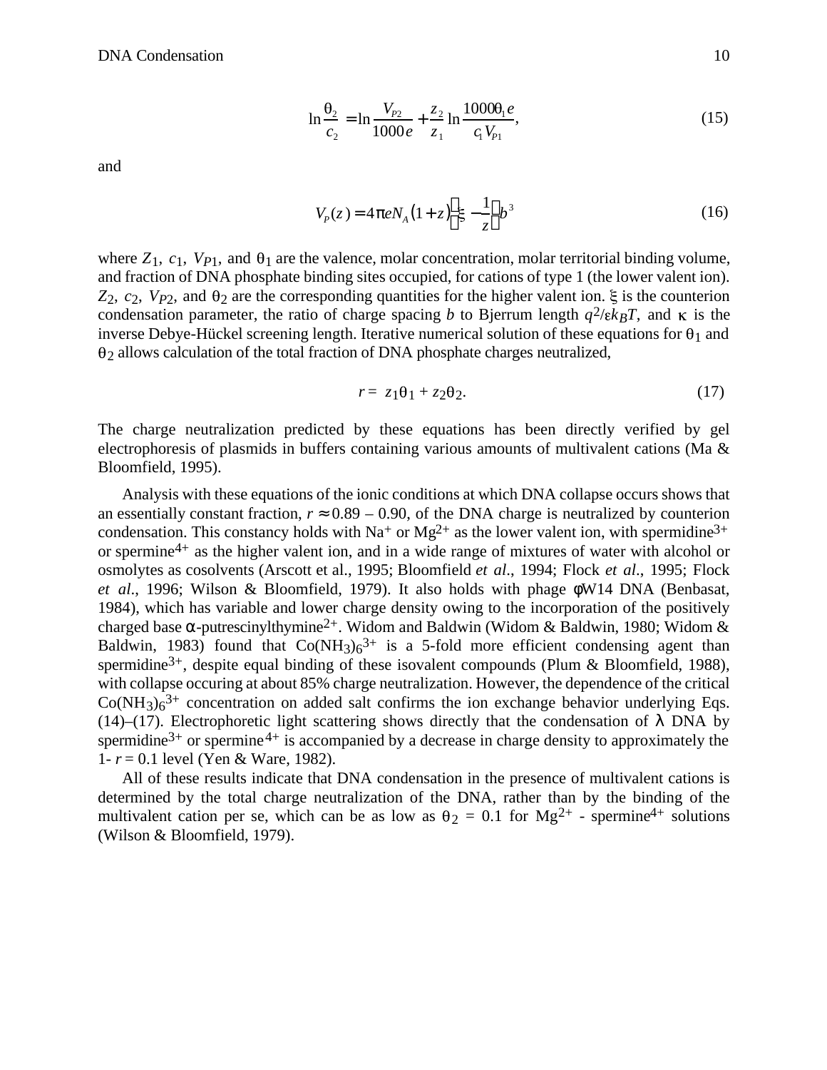$$\ln\frac{\theta_2}{c_2} = \ln\frac{V_{P2}}{1000e} + \frac{z_2}{z_1}\ln\frac{1000\theta_1 e}{c_1 V_{P1}}, \tag{15}$$

and

$$V_P(z) = 4\pi e N_A (1+z)\left(\xi - \frac{1}{z}\right) b^3 \tag{16}$$

where $Z_1$, $c_1$, $V_{P1}$, and $\theta_1$ are the valence, molar concentration, molar territorial binding volume, and fraction of DNA phosphate binding sites occupied, for cations of type 1 (the lower valent ion). $Z_2$, $c_2$, $V_{P2}$, and $\theta_2$ are the corresponding quantities for the higher valent ion. $\xi$ is the counterion condensation parameter, the ratio of charge spacing $b$ to Bjerrum length $q^2/\varepsilon k_B T$, and $\kappa$ is the inverse Debye-Hückel screening length. Iterative numerical solution of these equations for $\theta_1$ and $\theta_2$ allows calculation of the total fraction of DNA phosphate charges neutralized,

$$r = z_1\theta_1 + z_2\theta_2. \tag{17}$$

The charge neutralization predicted by these equations has been directly verified by gel electrophoresis of plasmids in buffers containing various amounts of multivalent cations (Ma & Bloomfield, 1995).

Analysis with these equations of the ionic conditions at which DNA collapse occurs shows that an essentially constant fraction, $r \approx 0.89 - 0.90$, of the DNA charge is neutralized by counterion condensation. This constancy holds with $Na^+$ or $Mg^{2+}$ as the lower valent ion, with spermidine$^{3+}$ or spermine$^{4+}$ as the higher valent ion, and in a wide range of mixtures of water with alcohol or osmolytes as cosolvents (Arscott et al., 1995; Bloomfield *et al*., 1994; Flock *et al*., 1995; Flock *et al*., 1996; Wilson & Bloomfield, 1979). It also holds with phage $\phi$W14 DNA (Benbasat, 1984), which has variable and lower charge density owing to the incorporation of the positively charged base $\alpha$-putrescinylthymine$^{2+}$. Widom and Baldwin (Widom & Baldwin, 1980; Widom & Baldwin, 1983) found that $Co(NH_3)_6^{3+}$ is a 5-fold more efficient condensing agent than spermidine$^{3+}$, despite equal binding of these isovalent compounds (Plum & Bloomfield, 1988), with collapse occuring at about 85% charge neutralization. However, the dependence of the critical $Co(NH_3)_6^{3+}$ concentration on added salt confirms the ion exchange behavior underlying Eqs. (14)–(17). Electrophoretic light scattering shows directly that the condensation of $\lambda$ DNA by spermidine$^{3+}$ or spermine$^{4+}$ is accompanied by a decrease in charge density to approximately the $1 - r = 0.1$ level (Yen & Ware, 1982).

All of these results indicate that DNA condensation in the presence of multivalent cations is determined by the total charge neutralization of the DNA, rather than by the binding of the multivalent cation per se, which can be as low as $\theta_2 = 0.1$ for $Mg^{2+}$ - spermine$^{4+}$ solutions (Wilson & Bloomfield, 1979).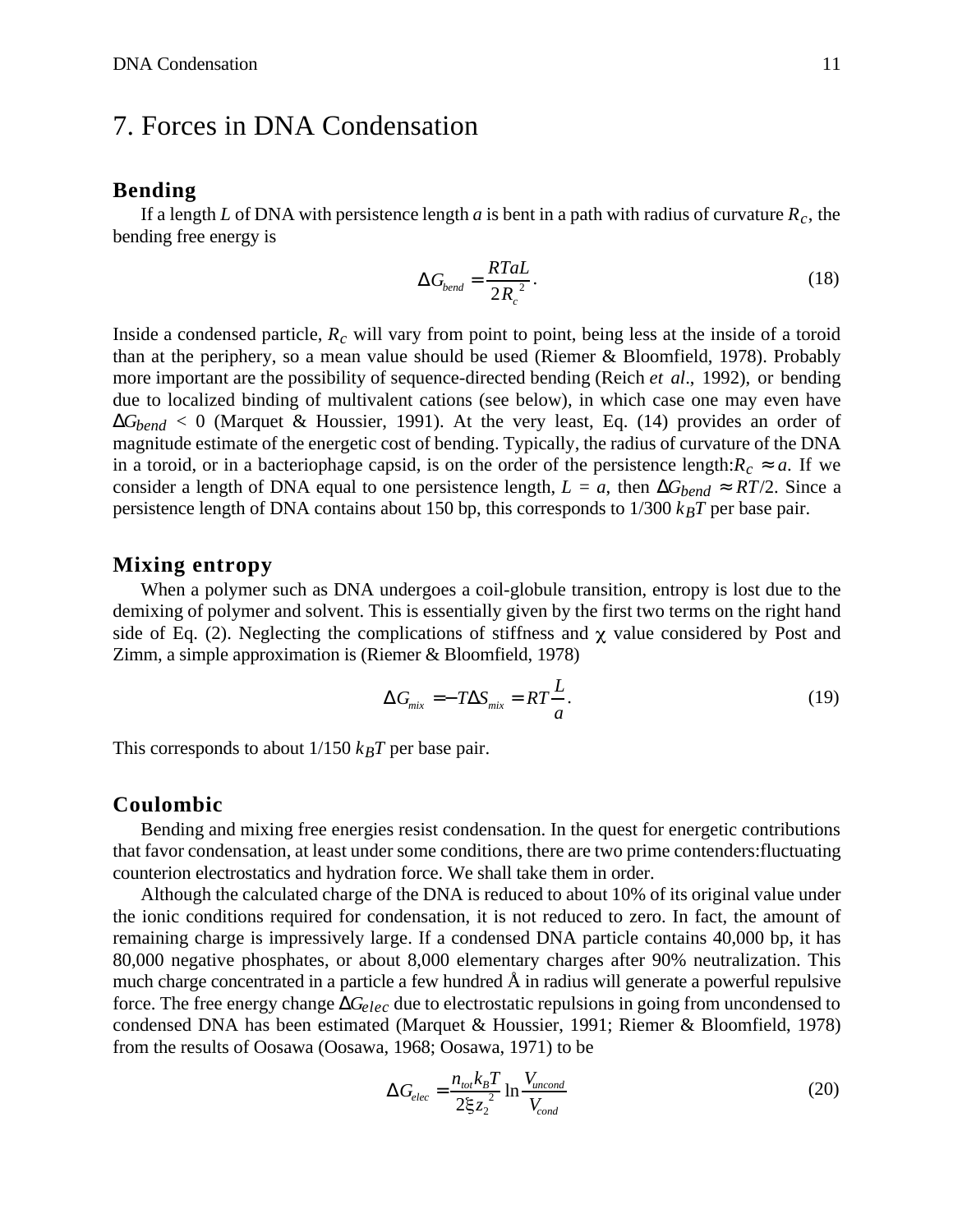# 7. Forces in DNA Condensation

## Bending

If a length $L$ of DNA with persistence length $a$ is bent in a path with radius of curvature $R_c$, the bending free energy is

$$\Delta G_{bend} = \frac{RTaL}{2R_c^{\,2}}. \tag{18}$$

Inside a condensed particle, $R_c$ will vary from point to point, being less at the inside of a toroid than at the periphery, so a mean value should be used (Riemer & Bloomfield, 1978). Probably more important are the possibility of sequence-directed bending (Reich *et al*., 1992), or bending due to localized binding of multivalent cations (see below), in which case one may even have $\Delta G_{bend} < 0$ (Marquet & Houssier, 1991). At the very least, Eq. (14) provides an order of magnitude estimate of the energetic cost of bending. Typically, the radius of curvature of the DNA in a toroid, or in a bacteriophage capsid, is on the order of the persistence length:$R_c \approx a$. If we consider a length of DNA equal to one persistence length, $L = a$, then $\Delta G_{bend} \approx RT/2$. Since a persistence length of DNA contains about 150 bp, this corresponds to 1/300 $k_BT$ per base pair.

## Mixing entropy

When a polymer such as DNA undergoes a coil-globule transition, entropy is lost due to the demixing of polymer and solvent. This is essentially given by the first two terms on the right hand side of Eq. (2). Neglecting the complications of stiffness and $\chi$ value considered by Post and Zimm, a simple approximation is (Riemer & Bloomfield, 1978)

$$\Delta G_{mix} = -T\Delta S_{mix} = RT\frac{L}{a}. \tag{19}$$

This corresponds to about 1/150 $k_BT$ per base pair.

## Coulombic

Bending and mixing free energies resist condensation. In the quest for energetic contributions that favor condensation, at least under some conditions, there are two prime contenders:fluctuating counterion electrostatics and hydration force. We shall take them in order.

Although the calculated charge of the DNA is reduced to about 10% of its original value under the ionic conditions required for condensation, it is not reduced to zero. In fact, the amount of remaining charge is impressively large. If a condensed DNA particle contains 40,000 bp, it has 80,000 negative phosphates, or about 8,000 elementary charges after 90% neutralization. This much charge concentrated in a particle a few hundred Å in radius will generate a powerful repulsive force. The free energy change $\Delta G_{elec}$ due to electrostatic repulsions in going from uncondensed to condensed DNA has been estimated (Marquet & Houssier, 1991; Riemer & Bloomfield, 1978) from the results of Oosawa (Oosawa, 1968; Oosawa, 1971) to be

$$\Delta G_{elec} = \frac{n_{tot}k_BT}{2\xi z_2^{\,2}}\ln\frac{V_{uncond}}{V_{cond}} \tag{20}$$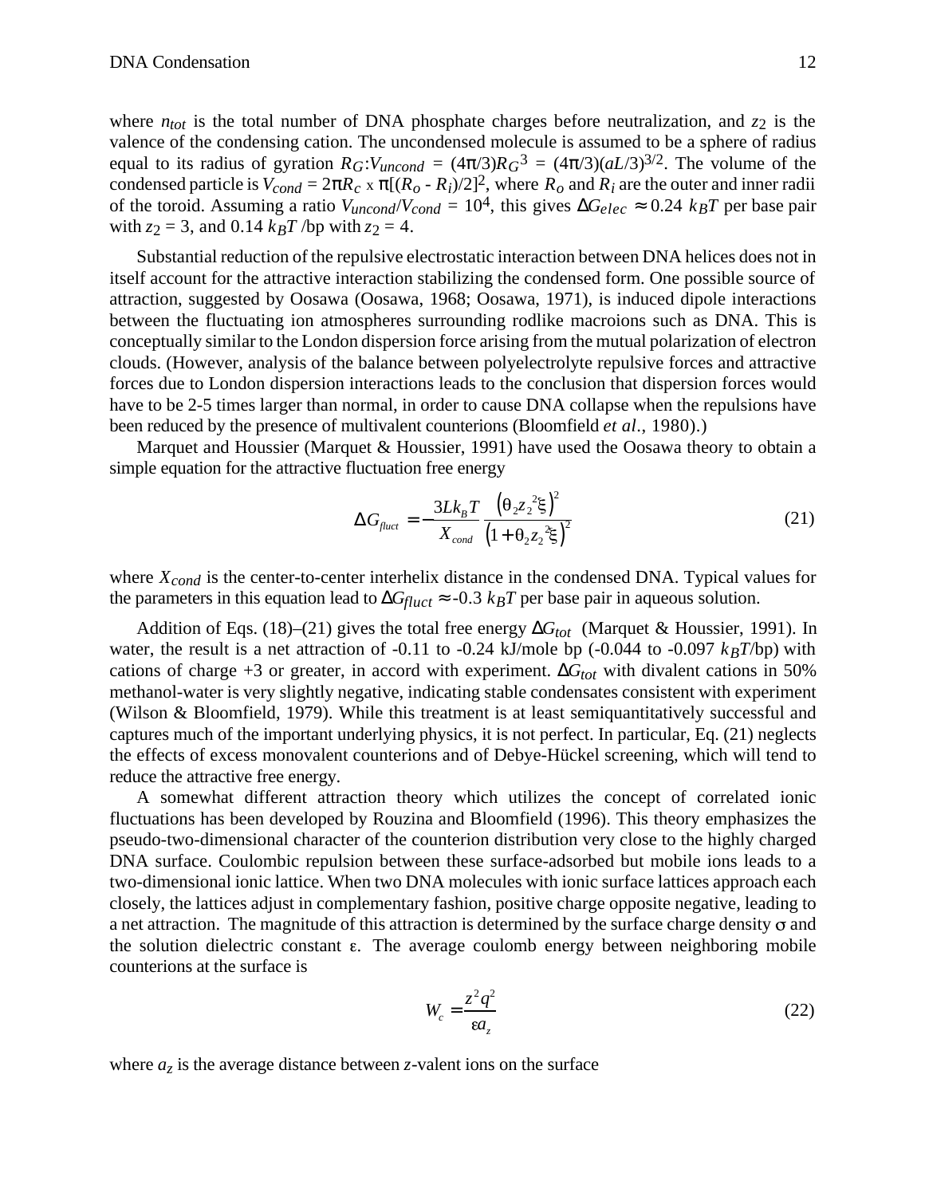where $n_{tot}$ is the total number of DNA phosphate charges before neutralization, and $z_2$ is the valence of the condensing cation. The uncondensed molecule is assumed to be a sphere of radius equal to its radius of gyration $R_G$:$V_{uncond} = (4\pi/3)R_G^3 = (4\pi/3)(aL/3)^{3/2}$. The volume of the condensed particle is $V_{cond} = 2\pi R_c \times \pi[(R_o - R_i)/2]^2$, where $R_o$ and $R_i$ are the outer and inner radii of the toroid. Assuming a ratio $V_{uncond}/V_{cond} = 10^4$, this gives $\Delta G_{elec} \approx 0.24\ k_BT$ per base pair with $z_2 = 3$, and $0.14\ k_BT$ /bp with $z_2 = 4$.

Substantial reduction of the repulsive electrostatic interaction between DNA helices does not in itself account for the attractive interaction stabilizing the condensed form. One possible source of attraction, suggested by Oosawa (Oosawa, 1968; Oosawa, 1971), is induced dipole interactions between the fluctuating ion atmospheres surrounding rodlike macroions such as DNA. This is conceptually similar to the London dispersion force arising from the mutual polarization of electron clouds. (However, analysis of the balance between polyelectrolyte repulsive forces and attractive forces due to London dispersion interactions leads to the conclusion that dispersion forces would have to be 2-5 times larger than normal, in order to cause DNA collapse when the repulsions have been reduced by the presence of multivalent counterions (Bloomfield *et al*., 1980).)

Marquet and Houssier (Marquet & Houssier, 1991) have used the Oosawa theory to obtain a simple equation for the attractive fluctuation free energy

$$\Delta G_{fluct} = -\frac{3Lk_BT}{X_{cond}} \frac{\left(\theta_2 z_2^{\,2}\xi\right)^2}{\left(1+\theta_2 z_2^{\,2}\xi\right)^2} \tag{21}$$

where $X_{cond}$ is the center-to-center interhelix distance in the condensed DNA. Typical values for the parameters in this equation lead to $\Delta G_{fluct} \approx -0.3\ k_BT$ per base pair in aqueous solution.

Addition of Eqs. (18)–(21) gives the total free energy $\Delta G_{tot}$ (Marquet & Houssier, 1991). In water, the result is a net attraction of -0.11 to -0.24 kJ/mole bp (-0.044 to -0.097 $k_BT$/bp) with cations of charge +3 or greater, in accord with experiment. $\Delta G_{tot}$ with divalent cations in 50% methanol-water is very slightly negative, indicating stable condensates consistent with experiment (Wilson & Bloomfield, 1979). While this treatment is at least semiquantitatively successful and captures much of the important underlying physics, it is not perfect. In particular, Eq. (21) neglects the effects of excess monovalent counterions and of Debye-Hückel screening, which will tend to reduce the attractive free energy.

A somewhat different attraction theory which utilizes the concept of correlated ionic fluctuations has been developed by Rouzina and Bloomfield (1996). This theory emphasizes the pseudo-two-dimensional character of the counterion distribution very close to the highly charged DNA surface. Coulombic repulsion between these surface-adsorbed but mobile ions leads to a two-dimensional ionic lattice. When two DNA molecules with ionic surface lattices approach each closely, the lattices adjust in complementary fashion, positive charge opposite negative, leading to a net attraction. The magnitude of this attraction is determined by the surface charge density $\sigma$ and the solution dielectric constant $\varepsilon$. The average coulomb energy between neighboring mobile counterions at the surface is

$$W_c = \frac{z^2 q^2}{\varepsilon a_z} \tag{22}$$

where $a_z$ is the average distance between $z$-valent ions on the surface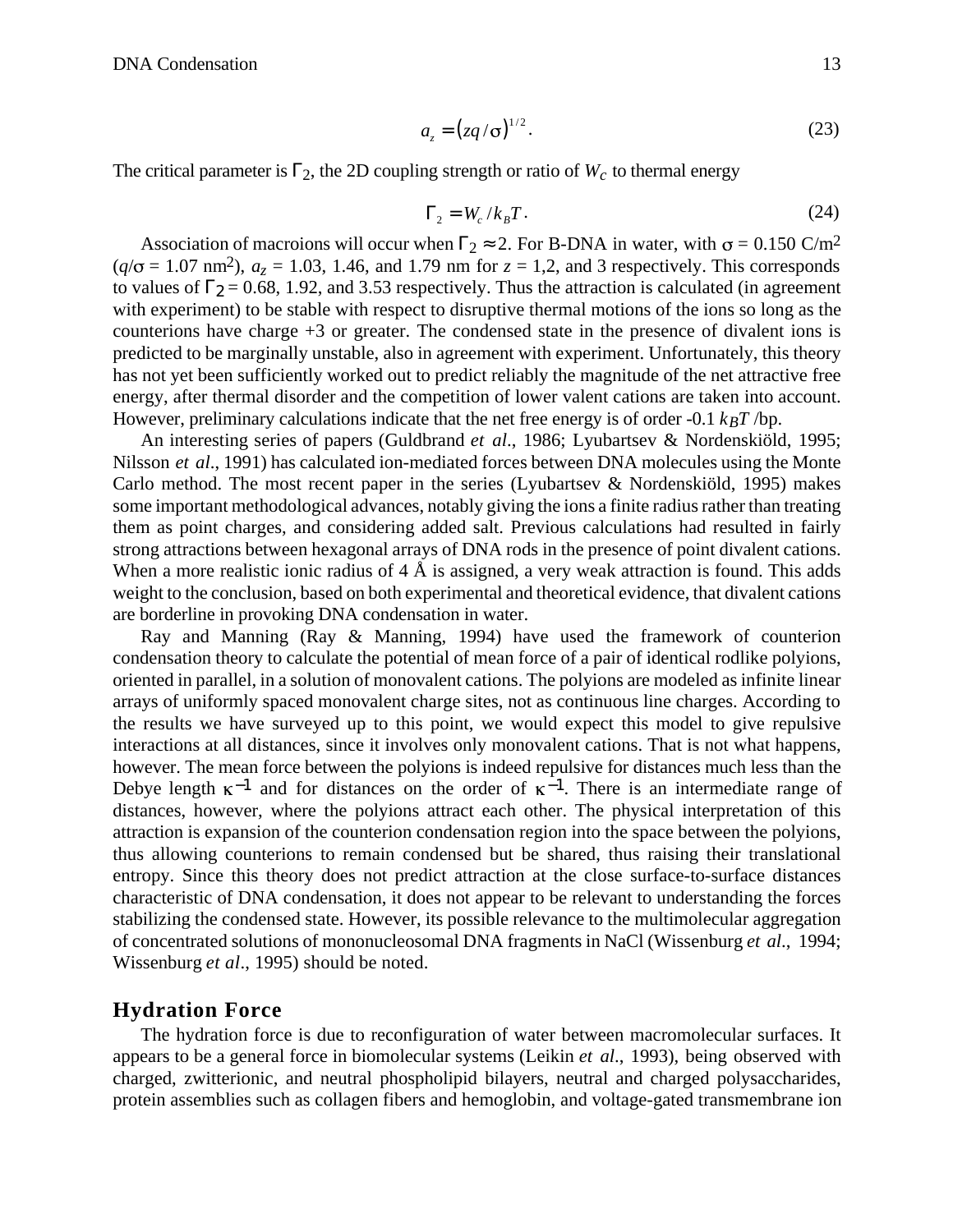$$a_z = (zq/\sigma)^{1/2}. \tag{23}$$

The critical parameter is $\Gamma_2$, the 2D coupling strength or ratio of $W_c$ to thermal energy

$$\Gamma_2 = W_c / k_B T. \tag{24}$$

Association of macroions will occur when $\Gamma_2 \approx 2$. For B-DNA in water, with $\sigma = 0.150$ C/m$^2$ ($q/\sigma = 1.07$ nm$^2$), $a_z = 1.03$, 1.46, and 1.79 nm for $z = 1$,2, and 3 respectively. This corresponds to values of $\Gamma_2 = 0.68$, 1.92, and 3.53 respectively. Thus the attraction is calculated (in agreement with experiment) to be stable with respect to disruptive thermal motions of the ions so long as the counterions have charge +3 or greater. The condensed state in the presence of divalent ions is predicted to be marginally unstable, also in agreement with experiment. Unfortunately, this theory has not yet been sufficiently worked out to predict reliably the magnitude of the net attractive free energy, after thermal disorder and the competition of lower valent cations are taken into account. However, preliminary calculations indicate that the net free energy is of order -0.1 $k_BT$ /bp.

An interesting series of papers (Guldbrand *et al.*, 1986; Lyubartsev & Nordenskiöld, 1995; Nilsson *et al.*, 1991) has calculated ion-mediated forces between DNA molecules using the Monte Carlo method. The most recent paper in the series (Lyubartsev & Nordenskiöld, 1995) makes some important methodological advances, notably giving the ions a finite radius rather than treating them as point charges, and considering added salt. Previous calculations had resulted in fairly strong attractions between hexagonal arrays of DNA rods in the presence of point divalent cations. When a more realistic ionic radius of 4 Å is assigned, a very weak attraction is found. This adds weight to the conclusion, based on both experimental and theoretical evidence, that divalent cations are borderline in provoking DNA condensation in water.

Ray and Manning (Ray & Manning, 1994) have used the framework of counterion condensation theory to calculate the potential of mean force of a pair of identical rodlike polyions, oriented in parallel, in a solution of monovalent cations. The polyions are modeled as infinite linear arrays of uniformly spaced monovalent charge sites, not as continuous line charges. According to the results we have surveyed up to this point, we would expect this model to give repulsive interactions at all distances, since it involves only monovalent cations. That is not what happens, however. The mean force between the polyions is indeed repulsive for distances much less than the Debye length $\kappa^{-1}$ and for distances on the order of $\kappa^{-1}$. There is an intermediate range of distances, however, where the polyions attract each other. The physical interpretation of this attraction is expansion of the counterion condensation region into the space between the polyions, thus allowing counterions to remain condensed but be shared, thus raising their translational entropy. Since this theory does not predict attraction at the close surface-to-surface distances characteristic of DNA condensation, it does not appear to be relevant to understanding the forces stabilizing the condensed state. However, its possible relevance to the multimolecular aggregation of concentrated solutions of mononucleosomal DNA fragments in NaCl (Wissenburg *et al.*, 1994; Wissenburg *et al*., 1995) should be noted.

## Hydration Force

The hydration force is due to reconfiguration of water between macromolecular surfaces. It appears to be a general force in biomolecular systems (Leikin *et al.*, 1993), being observed with charged, zwitterionic, and neutral phospholipid bilayers, neutral and charged polysaccharides, protein assemblies such as collagen fibers and hemoglobin, and voltage-gated transmembrane ion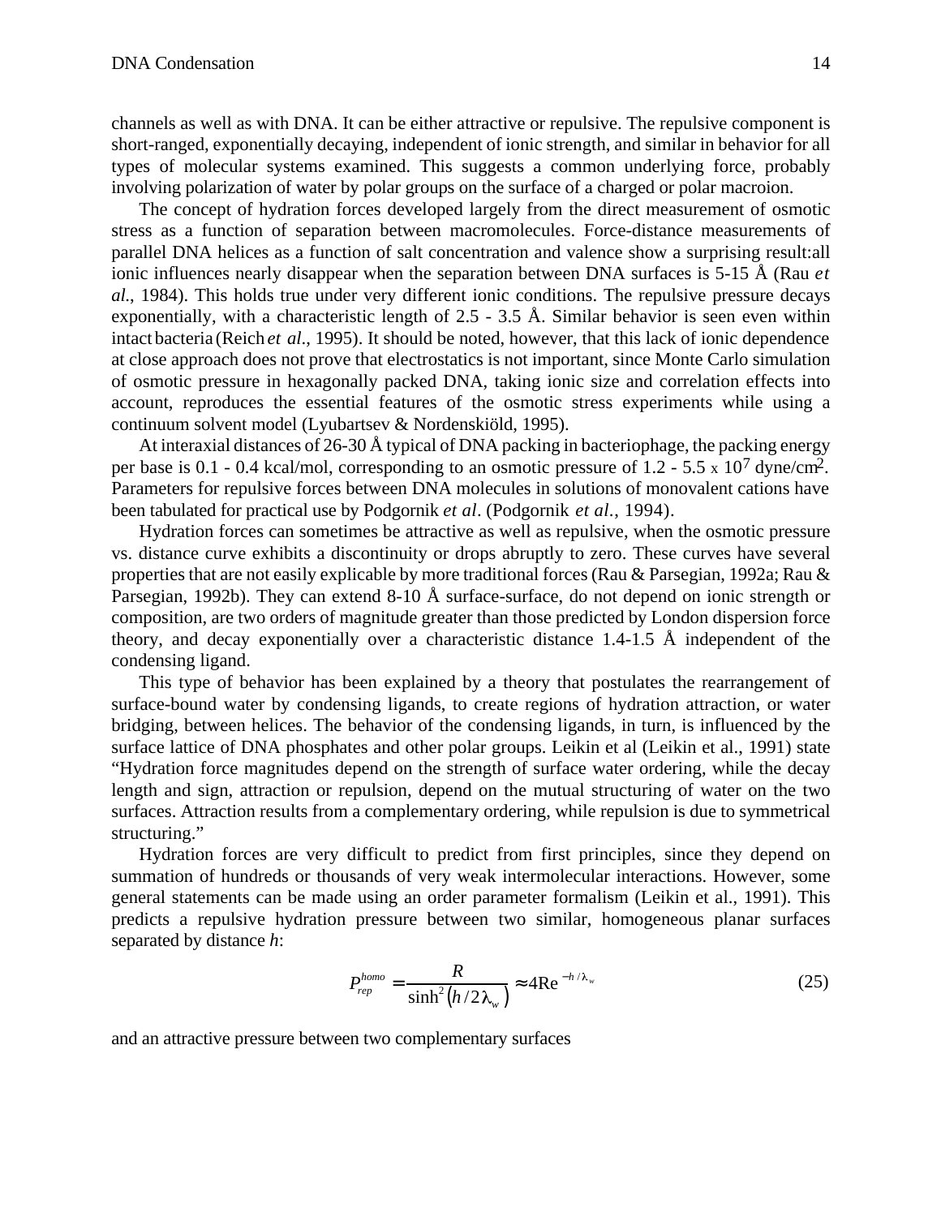channels as well as with DNA. It can be either attractive or repulsive. The repulsive component is short-ranged, exponentially decaying, independent of ionic strength, and similar in behavior for all types of molecular systems examined. This suggests a common underlying force, probably involving polarization of water by polar groups on the surface of a charged or polar macroion.

The concept of hydration forces developed largely from the direct measurement of osmotic stress as a function of separation between macromolecules. Force-distance measurements of parallel DNA helices as a function of salt concentration and valence show a surprising result:all ionic influences nearly disappear when the separation between DNA surfaces is 5-15 Å (Rau *et al.*, 1984). This holds true under very different ionic conditions. The repulsive pressure decays exponentially, with a characteristic length of 2.5 - 3.5 Å. Similar behavior is seen even within intact bacteria (Reich *et al.*, 1995). It should be noted, however, that this lack of ionic dependence at close approach does not prove that electrostatics is not important, since Monte Carlo simulation of osmotic pressure in hexagonally packed DNA, taking ionic size and correlation effects into account, reproduces the essential features of the osmotic stress experiments while using a continuum solvent model (Lyubartsev & Nordenskiöld, 1995).

At interaxial distances of 26-30 Å typical of DNA packing in bacteriophage, the packing energy per base is 0.1 - 0.4 kcal/mol, corresponding to an osmotic pressure of 1.2 - 5.5 x $10^7$ dyne/cm$^2$. Parameters for repulsive forces between DNA molecules in solutions of monovalent cations have been tabulated for practical use by Podgornik *et al*. (Podgornik *et al.*, 1994).

Hydration forces can sometimes be attractive as well as repulsive, when the osmotic pressure vs. distance curve exhibits a discontinuity or drops abruptly to zero. These curves have several properties that are not easily explicable by more traditional forces (Rau & Parsegian, 1992a; Rau & Parsegian, 1992b). They can extend 8-10 Å surface-surface, do not depend on ionic strength or composition, are two orders of magnitude greater than those predicted by London dispersion force theory, and decay exponentially over a characteristic distance 1.4-1.5 Å independent of the condensing ligand.

This type of behavior has been explained by a theory that postulates the rearrangement of surface-bound water by condensing ligands, to create regions of hydration attraction, or water bridging, between helices. The behavior of the condensing ligands, in turn, is influenced by the surface lattice of DNA phosphates and other polar groups. Leikin et al (Leikin et al., 1991) state "Hydration force magnitudes depend on the strength of surface water ordering, while the decay length and sign, attraction or repulsion, depend on the mutual structuring of water on the two surfaces. Attraction results from a complementary ordering, while repulsion is due to symmetrical structuring."

Hydration forces are very difficult to predict from first principles, since they depend on summation of hundreds or thousands of very weak intermolecular interactions. However, some general statements can be made using an order parameter formalism (Leikin et al., 1991). This predicts a repulsive hydration pressure between two similar, homogeneous planar surfaces separated by distance *h*:

$$P_{rep}^{homo} = \frac{R}{\sinh^2(h/2\lambda_w)} \approx 4\mathrm{R}e^{-h/\lambda_w} \tag{25}$$

and an attractive pressure between two complementary surfaces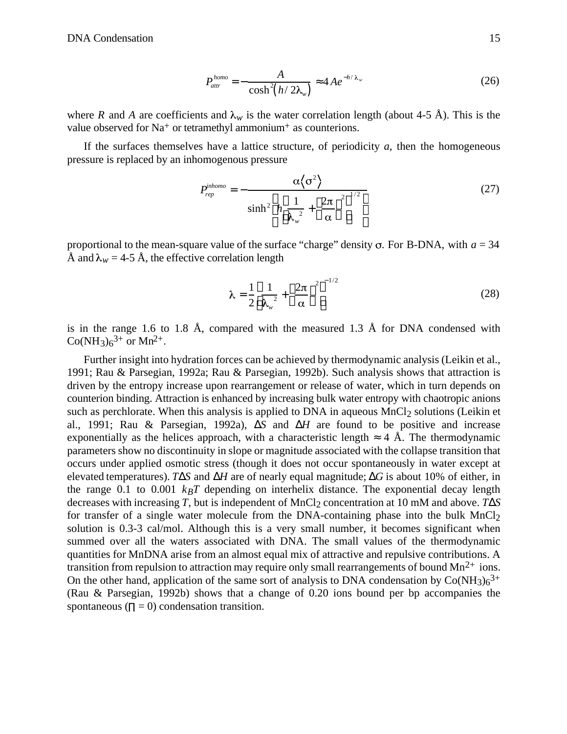$$P_{attr}^{homo} = -\frac{A}{\cosh^2\left(h/2\lambda_w\right)} \approx 4Ae^{-h/\lambda_w} \tag{26}$$

where $R$ and $A$ are coefficients and $\lambda_w$ is the water correlation length (about 4-5 Å). This is the value observed for $Na^+$ or tetramethyl ammonium$^+$ as counterions.

If the surfaces themselves have a lattice structure, of periodicity $a$, then the homogeneous pressure is replaced by an inhomogenous pressure

$$P_{rep}^{inhomo} = -\frac{\alpha\langle\sigma^2\rangle}{\sinh^2\left[h\left(\frac{1}{\lambda_w^2} + \left(\frac{2\pi}{\alpha}\right)^2\right)^{1/2}\right]} \tag{27}$$

proportional to the mean-square value of the surface "charge" density $\sigma$. For B-DNA, with $a$ = 34 Å and $\lambda_w$ = 4-5 Å, the effective correlation length

$$\lambda = \frac{1}{2}\left[\frac{1}{\lambda_w^2} + \left(\frac{2\pi}{\alpha}\right)^2\right]^{-1/2} \tag{28}$$

is in the range 1.6 to 1.8 Å, compared with the measured 1.3 Å for DNA condensed with $Co(NH_3)_6^{3+}$ or $Mn^{2+}$.

Further insight into hydration forces can be achieved by thermodynamic analysis (Leikin et al., 1991; Rau & Parsegian, 1992a; Rau & Parsegian, 1992b). Such analysis shows that attraction is driven by the entropy increase upon rearrangement or release of water, which in turn depends on counterion binding. Attraction is enhanced by increasing bulk water entropy with chaotropic anions such as perchlorate. When this analysis is applied to DNA in aqueous $MnCl_2$ solutions (Leikin et al., 1991; Rau & Parsegian, 1992a), $\Delta S$ and $\Delta H$ are found to be positive and increase exponentially as the helices approach, with a characteristic length ≈ 4 Å. The thermodynamic parameters show no discontinuity in slope or magnitude associated with the collapse transition that occurs under applied osmotic stress (though it does not occur spontaneously in water except at elevated temperatures). $T\Delta S$ and $\Delta H$ are of nearly equal magnitude; $\Delta G$ is about 10% of either, in the range 0.1 to 0.001 $k_BT$ depending on interhelix distance. The exponential decay length decreases with increasing $T$, but is independent of $MnCl_2$ concentration at 10 mM and above. $T\Delta S$ for transfer of a single water molecule from the DNA-containing phase into the bulk $MnCl_2$ solution is 0.3-3 cal/mol. Although this is a very small number, it becomes significant when summed over all the waters associated with DNA. The small values of the thermodynamic quantities for MnDNA arise from an almost equal mix of attractive and repulsive contributions. A transition from repulsion to attraction may require only small rearrangements of bound $Mn^{2+}$ ions. On the other hand, application of the same sort of analysis to DNA condensation by $Co(NH_3)_6^{3+}$ (Rau & Parsegian, 1992b) shows that a change of 0.20 ions bound per bp accompanies the spontaneous ($\Pi = 0$) condensation transition.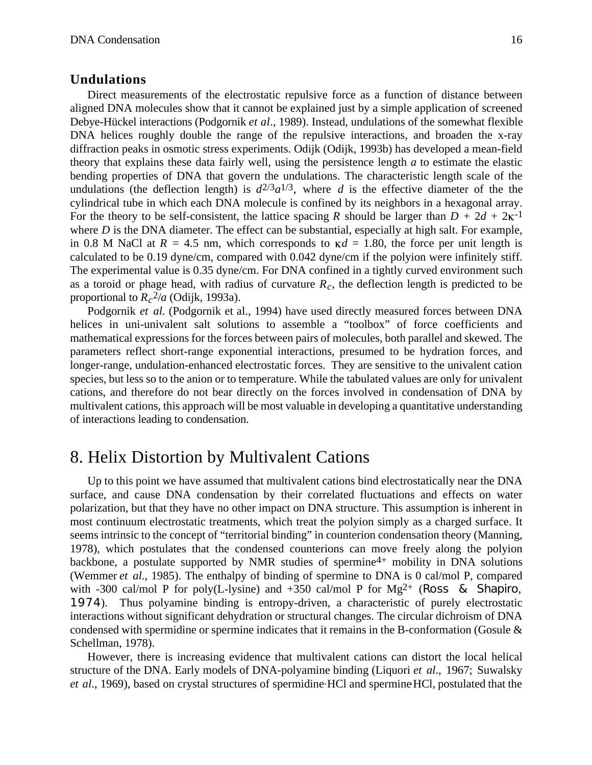### Undulations

Direct measurements of the electrostatic repulsive force as a function of distance between aligned DNA molecules show that it cannot be explained just by a simple application of screened Debye-Hückel interactions (Podgornik *et al*., 1989). Instead, undulations of the somewhat flexible DNA helices roughly double the range of the repulsive interactions, and broaden the x-ray diffraction peaks in osmotic stress experiments. Odijk (Odijk, 1993b) has developed a mean-field theory that explains these data fairly well, using the persistence length *a* to estimate the elastic bending properties of DNA that govern the undulations. The characteristic length scale of the undulations (the deflection length) is $d^{2/3}a^{1/3}$, where *d* is the effective diameter of the the cylindrical tube in which each DNA molecule is confined by its neighbors in a hexagonal array. For the theory to be self-consistent, the lattice spacing *R* should be larger than $D + 2d + 2\kappa^{-1}$ where *D* is the DNA diameter. The effect can be substantial, especially at high salt. For example, in 0.8 M NaCl at $R = 4.5$ nm, which corresponds to $\kappa d = 1.80$, the force per unit length is calculated to be 0.19 dyne/cm, compared with 0.042 dyne/cm if the polyion were infinitely stiff. The experimental value is 0.35 dyne/cm. For DNA confined in a tightly curved environment such as a toroid or phage head, with radius of curvature $R_c$, the deflection length is predicted to be proportional to $R_c^2/a$ (Odijk, 1993a).

Podgornik *et al.* (Podgornik et al., 1994) have used directly measured forces between DNA helices in uni-univalent salt solutions to assemble a "toolbox" of force coefficients and mathematical expressions for the forces between pairs of molecules, both parallel and skewed. The parameters reflect short-range exponential interactions, presumed to be hydration forces, and longer-range, undulation-enhanced electrostatic forces. They are sensitive to the univalent cation species, but less so to the anion or to temperature. While the tabulated values are only for univalent cations, and therefore do not bear directly on the forces involved in condensation of DNA by multivalent cations, this approach will be most valuable in developing a quantitative understanding of interactions leading to condensation.

## 8. Helix Distortion by Multivalent Cations

Up to this point we have assumed that multivalent cations bind electrostatically near the DNA surface, and cause DNA condensation by their correlated fluctuations and effects on water polarization, but that they have no other impact on DNA structure. This assumption is inherent in most continuum electrostatic treatments, which treat the polyion simply as a charged surface. It seems intrinsic to the concept of "territorial binding" in counterion condensation theory (Manning, 1978), which postulates that the condensed counterions can move freely along the polyion backbone, a postulate supported by NMR studies of spermine$^{4+}$ mobility in DNA solutions (Wemmer *et al.*, 1985). The enthalpy of binding of spermine to DNA is 0 cal/mol P, compared with -300 cal/mol P for poly(L-lysine) and +350 cal/mol P for $Mg^{2+}$ (Ross & Shapiro, 1974). Thus polyamine binding is entropy-driven, a characteristic of purely electrostatic interactions without significant dehydration or structural changes. The circular dichroism of DNA condensed with spermidine or spermine indicates that it remains in the B-conformation (Gosule & Schellman, 1978).

However, there is increasing evidence that multivalent cations can distort the local helical structure of the DNA. Early models of DNA-polyamine binding (Liquori *et al*., 1967; Suwalsky *et al*., 1969), based on crystal structures of spermidine·HCl and spermine·HCl, postulated that the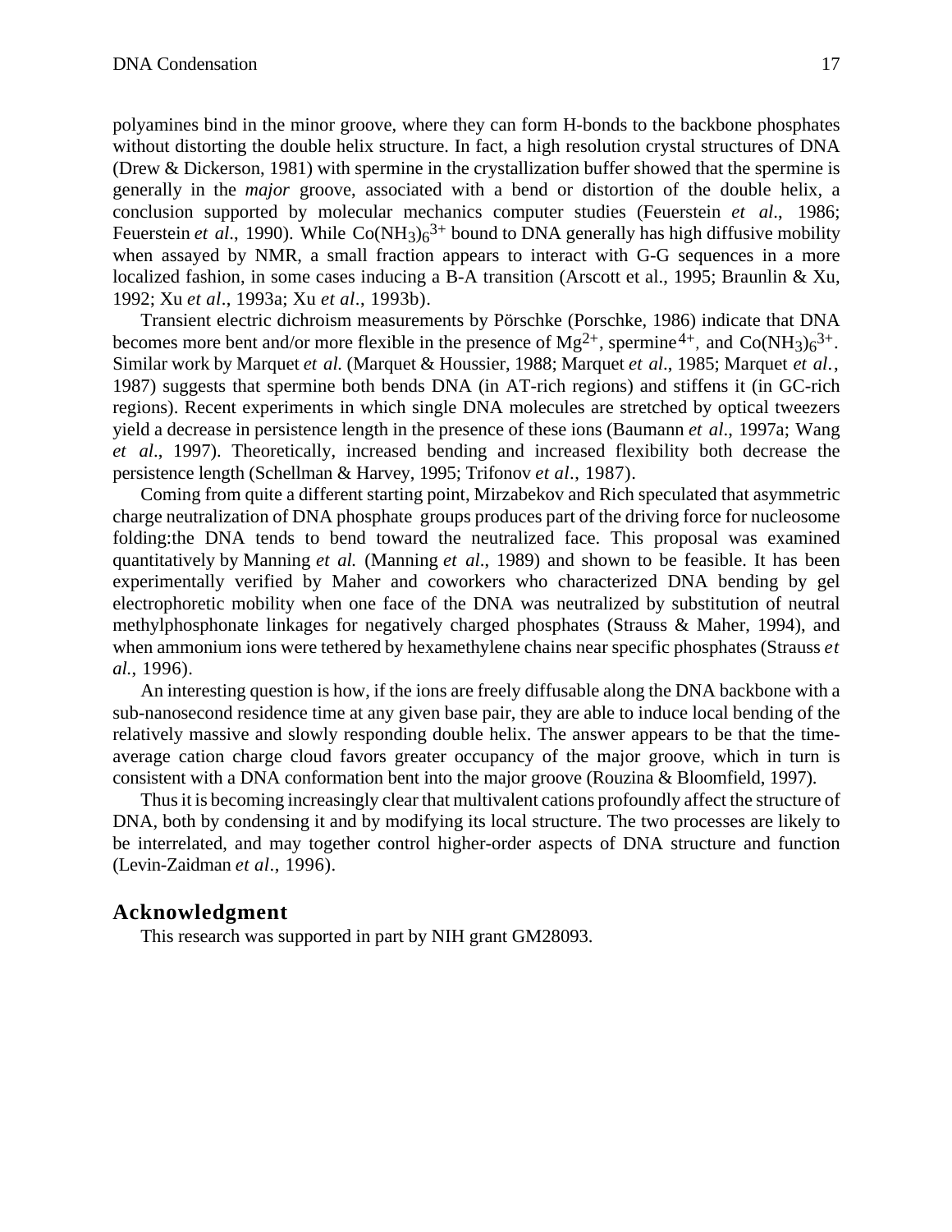polyamines bind in the minor groove, where they can form H-bonds to the backbone phosphates without distorting the double helix structure. In fact, a high resolution crystal structures of DNA (Drew & Dickerson, 1981) with spermine in the crystallization buffer showed that the spermine is generally in the *major* groove, associated with a bend or distortion of the double helix, a conclusion supported by molecular mechanics computer studies (Feuerstein *et al*., 1986; Feuerstein *et al*., 1990). While $Co(NH_3)_6^{3+}$ bound to DNA generally has high diffusive mobility when assayed by NMR, a small fraction appears to interact with G-G sequences in a more localized fashion, in some cases inducing a B-A transition (Arscott et al., 1995; Braunlin & Xu, 1992; Xu *et al*., 1993a; Xu *et al*., 1993b).

Transient electric dichroism measurements by Pörschke (Porschke, 1986) indicate that DNA becomes more bent and/or more flexible in the presence of $Mg^{2+}$, spermine$^{4+}$, and $Co(NH_3)_6^{3+}$. Similar work by Marquet *et al.* (Marquet & Houssier, 1988; Marquet *et al*., 1985; Marquet *et al.*, 1987) suggests that spermine both bends DNA (in AT-rich regions) and stiffens it (in GC-rich regions). Recent experiments in which single DNA molecules are stretched by optical tweezers yield a decrease in persistence length in the presence of these ions (Baumann *et al*., 1997a; Wang *et al*., 1997). Theoretically, increased bending and increased flexibility both decrease the persistence length (Schellman & Harvey, 1995; Trifonov *et al*., 1987).

Coming from quite a different starting point, Mirzabekov and Rich speculated that asymmetric charge neutralization of DNA phosphate groups produces part of the driving force for nucleosome folding:the DNA tends to bend toward the neutralized face. This proposal was examined quantitatively by Manning *et al.* (Manning *et al*., 1989) and shown to be feasible. It has been experimentally verified by Maher and coworkers who characterized DNA bending by gel electrophoretic mobility when one face of the DNA was neutralized by substitution of neutral methylphosphonate linkages for negatively charged phosphates (Strauss & Maher, 1994), and when ammonium ions were tethered by hexamethylene chains near specific phosphates (Strauss *et al.*, 1996).

An interesting question is how, if the ions are freely diffusable along the DNA backbone with a sub-nanosecond residence time at any given base pair, they are able to induce local bending of the relatively massive and slowly responding double helix. The answer appears to be that the time-average cation charge cloud favors greater occupancy of the major groove, which in turn is consistent with a DNA conformation bent into the major groove (Rouzina & Bloomfield, 1997).

Thus it is becoming increasingly clear that multivalent cations profoundly affect the structure of DNA, both by condensing it and by modifying its local structure. The two processes are likely to be interrelated, and may together control higher-order aspects of DNA structure and function (Levin-Zaidman *et al*., 1996).

## Acknowledgment

This research was supported in part by NIH grant GM28093.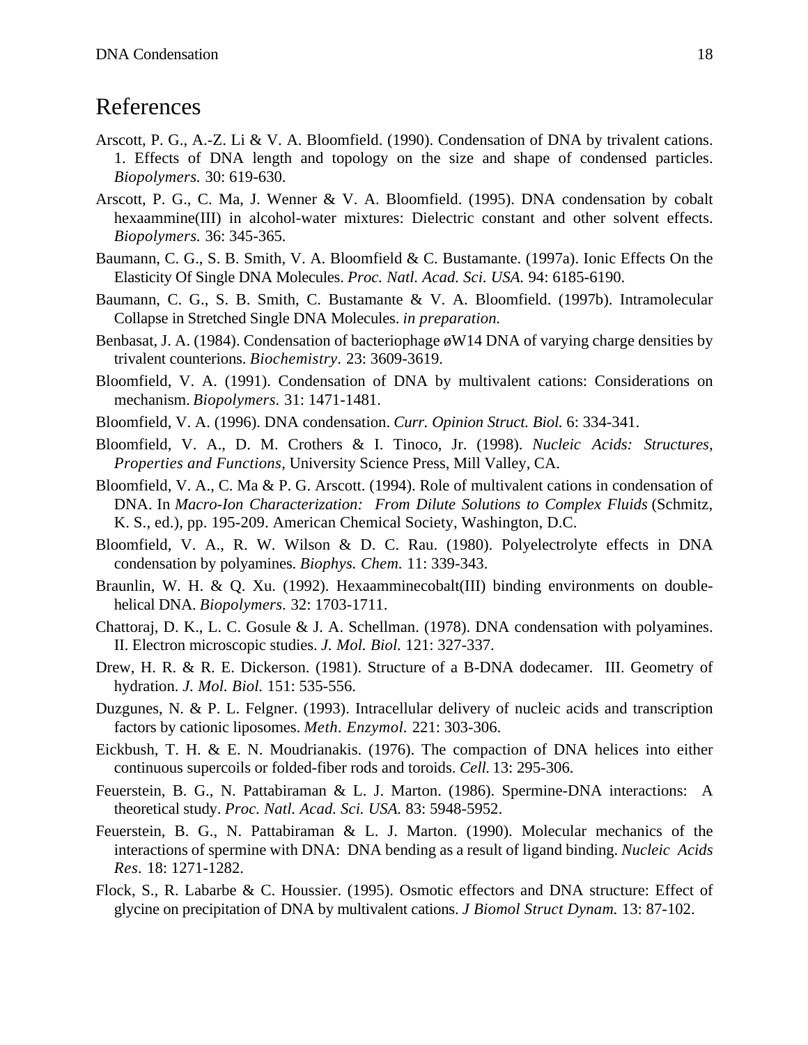# References

Arscott, P. G., A.-Z. Li & V. A. Bloomfield. (1990). Condensation of DNA by trivalent cations. 1. Effects of DNA length and topology on the size and shape of condensed particles. *Biopolymers.* 30: 619-630.

Arscott, P. G., C. Ma, J. Wenner & V. A. Bloomfield. (1995). DNA condensation by cobalt hexaammine(III) in alcohol-water mixtures: Dielectric constant and other solvent effects. *Biopolymers.* 36: 345-365.

Baumann, C. G., S. B. Smith, V. A. Bloomfield & C. Bustamante. (1997a). Ionic Effects On the Elasticity Of Single DNA Molecules. *Proc. Natl. Acad. Sci. USA.* 94: 6185-6190.

Baumann, C. G., S. B. Smith, C. Bustamante & V. A. Bloomfield. (1997b). Intramolecular Collapse in Stretched Single DNA Molecules. *in preparation.*

Benbasat, J. A. (1984). Condensation of bacteriophage øW14 DNA of varying charge densities by trivalent counterions. *Biochemistry.* 23: 3609-3619.

Bloomfield, V. A. (1991). Condensation of DNA by multivalent cations: Considerations on mechanism. *Biopolymers.* 31: 1471-1481.

Bloomfield, V. A. (1996). DNA condensation. *Curr. Opinion Struct. Biol.* 6: 334-341.

Bloomfield, V. A., D. M. Crothers & I. Tinoco, Jr. (1998). *Nucleic Acids: Structures, Properties and Functions,* University Science Press, Mill Valley, CA.

Bloomfield, V. A., C. Ma & P. G. Arscott. (1994). Role of multivalent cations in condensation of DNA. In *Macro-Ion Characterization: From Dilute Solutions to Complex Fluids* (Schmitz, K. S., ed.), pp. 195-209. American Chemical Society, Washington, D.C.

Bloomfield, V. A., R. W. Wilson & D. C. Rau. (1980). Polyelectrolyte effects in DNA condensation by polyamines. *Biophys. Chem.* 11: 339-343.

Braunlin, W. H. & Q. Xu. (1992). Hexaamminecobalt(III) binding environments on double-helical DNA. *Biopolymers.* 32: 1703-1711.

Chattoraj, D. K., L. C. Gosule & J. A. Schellman. (1978). DNA condensation with polyamines. II. Electron microscopic studies. *J. Mol. Biol.* 121: 327-337.

Drew, H. R. & R. E. Dickerson. (1981). Structure of a B-DNA dodecamer. III. Geometry of hydration. *J. Mol. Biol.* 151: 535-556.

Duzgunes, N. & P. L. Felgner. (1993). Intracellular delivery of nucleic acids and transcription factors by cationic liposomes. *Meth. Enzymol.* 221: 303-306.

Eickbush, T. H. & E. N. Moudrianakis. (1976). The compaction of DNA helices into either continuous supercoils or folded-fiber rods and toroids. *Cell.* 13: 295-306.

Feuerstein, B. G., N. Pattabiraman & L. J. Marton. (1986). Spermine-DNA interactions: A theoretical study. *Proc. Natl. Acad. Sci. USA.* 83: 5948-5952.

Feuerstein, B. G., N. Pattabiraman & L. J. Marton. (1990). Molecular mechanics of the interactions of spermine with DNA: DNA bending as a result of ligand binding. *Nucleic Acids Res.* 18: 1271-1282.

Flock, S., R. Labarbe & C. Houssier. (1995). Osmotic effectors and DNA structure: Effect of glycine on precipitation of DNA by multivalent cations. *J Biomol Struct Dynam.* 13: 87-102.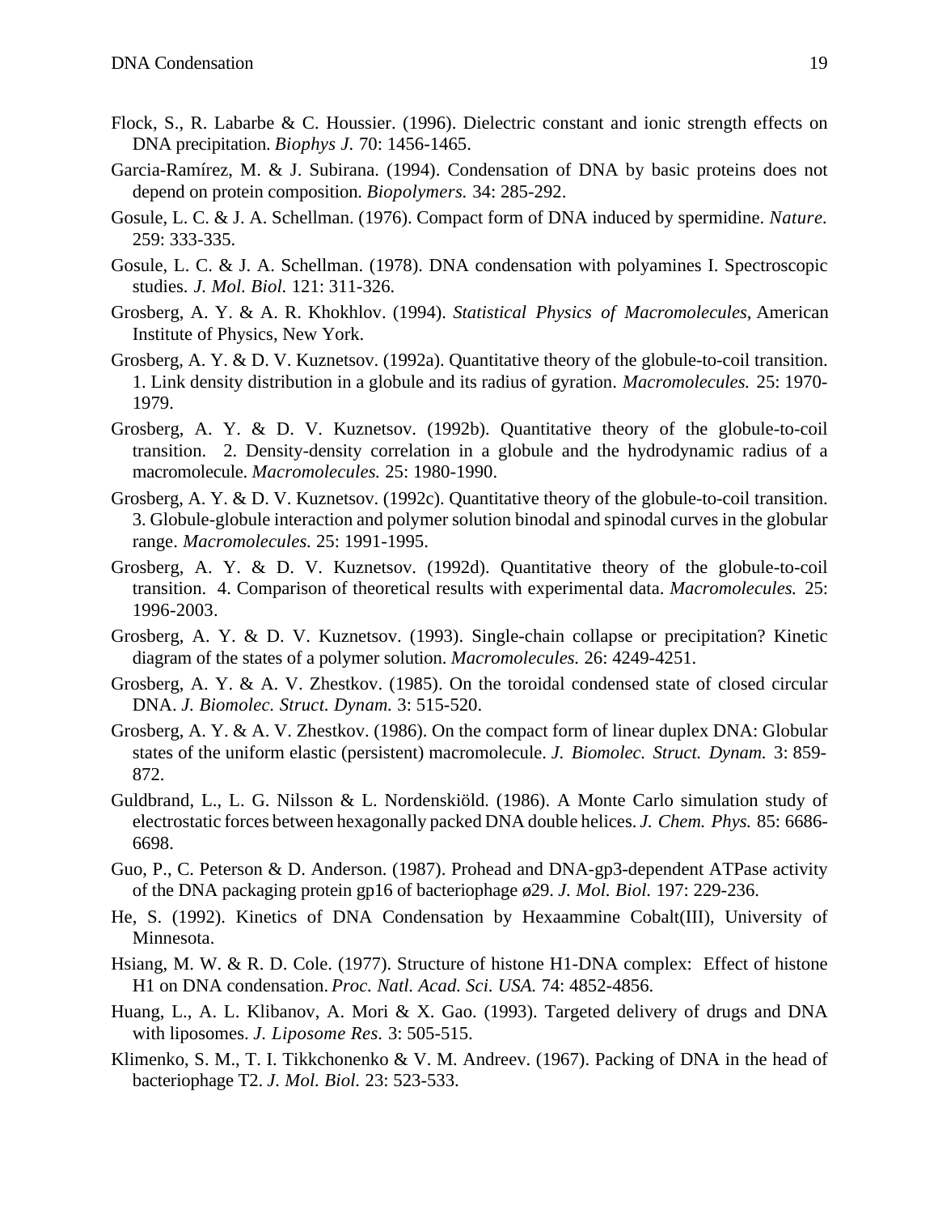Flock, S., R. Labarbe & C. Houssier. (1996). Dielectric constant and ionic strength effects on DNA precipitation. *Biophys J.* 70: 1456-1465.

Garcia-Ramírez, M. & J. Subirana. (1994). Condensation of DNA by basic proteins does not depend on protein composition. *Biopolymers.* 34: 285-292.

Gosule, L. C. & J. A. Schellman. (1976). Compact form of DNA induced by spermidine. *Nature.* 259: 333-335.

Gosule, L. C. & J. A. Schellman. (1978). DNA condensation with polyamines I. Spectroscopic studies. *J. Mol. Biol.* 121: 311-326.

Grosberg, A. Y. & A. R. Khokhlov. (1994). *Statistical Physics of Macromolecules*, American Institute of Physics, New York.

Grosberg, A. Y. & D. V. Kuznetsov. (1992a). Quantitative theory of the globule-to-coil transition. 1. Link density distribution in a globule and its radius of gyration. *Macromolecules.* 25: 1970-1979.

Grosberg, A. Y. & D. V. Kuznetsov. (1992b). Quantitative theory of the globule-to-coil transition. 2. Density-density correlation in a globule and the hydrodynamic radius of a macromolecule. *Macromolecules.* 25: 1980-1990.

Grosberg, A. Y. & D. V. Kuznetsov. (1992c). Quantitative theory of the globule-to-coil transition. 3. Globule-globule interaction and polymer solution binodal and spinodal curves in the globular range. *Macromolecules.* 25: 1991-1995.

Grosberg, A. Y. & D. V. Kuznetsov. (1992d). Quantitative theory of the globule-to-coil transition. 4. Comparison of theoretical results with experimental data. *Macromolecules.* 25: 1996-2003.

Grosberg, A. Y. & D. V. Kuznetsov. (1993). Single-chain collapse or precipitation? Kinetic diagram of the states of a polymer solution. *Macromolecules.* 26: 4249-4251.

Grosberg, A. Y. & A. V. Zhestkov. (1985). On the toroidal condensed state of closed circular DNA. *J. Biomolec. Struct. Dynam.* 3: 515-520.

Grosberg, A. Y. & A. V. Zhestkov. (1986). On the compact form of linear duplex DNA: Globular states of the uniform elastic (persistent) macromolecule. *J. Biomolec. Struct. Dynam.* 3: 859-872.

Guldbrand, L., L. G. Nilsson & L. Nordenskiöld. (1986). A Monte Carlo simulation study of electrostatic forces between hexagonally packed DNA double helices. *J. Chem. Phys.* 85: 6686-6698.

Guo, P., C. Peterson & D. Anderson. (1987). Prohead and DNA-gp3-dependent ATPase activity of the DNA packaging protein gp16 of bacteriophage ø29. *J. Mol. Biol.* 197: 229-236.

He, S. (1992). Kinetics of DNA Condensation by Hexaammine Cobalt(III), University of Minnesota.

Hsiang, M. W. & R. D. Cole. (1977). Structure of histone H1-DNA complex: Effect of histone H1 on DNA condensation. *Proc. Natl. Acad. Sci. USA.* 74: 4852-4856.

Huang, L., A. L. Klibanov, A. Mori & X. Gao. (1993). Targeted delivery of drugs and DNA with liposomes. *J. Liposome Res.* 3: 505-515.

Klimenko, S. M., T. I. Tikkchonenko & V. M. Andreev. (1967). Packing of DNA in the head of bacteriophage T2. *J. Mol. Biol.* 23: 523-533.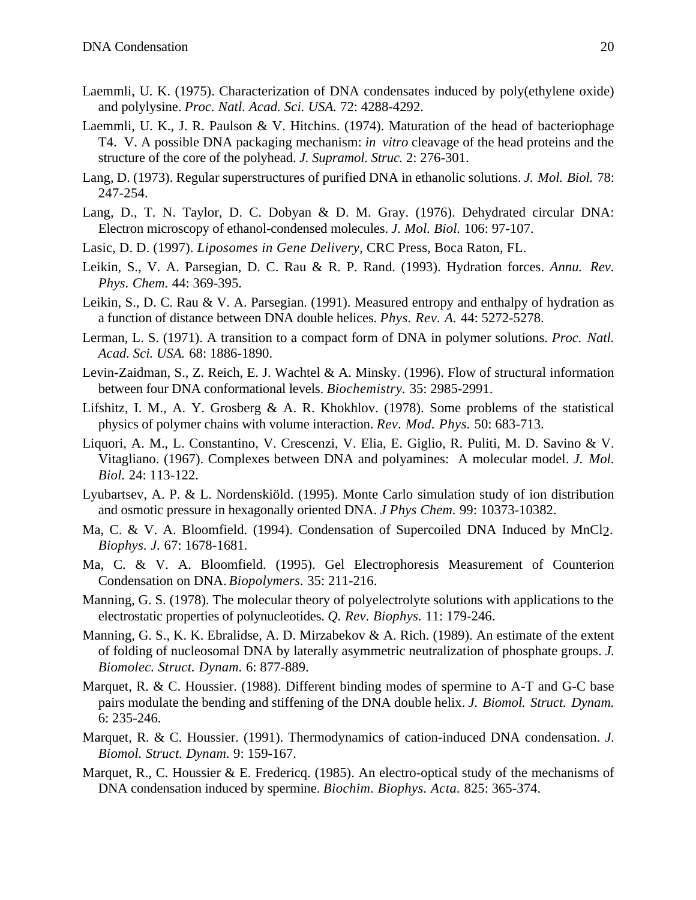Laemmli, U. K. (1975). Characterization of DNA condensates induced by poly(ethylene oxide) and polylysine. *Proc. Natl. Acad. Sci. USA.* 72: 4288-4292.

Laemmli, U. K., J. R. Paulson & V. Hitchins. (1974). Maturation of the head of bacteriophage T4. V. A possible DNA packaging mechanism: *in vitro* cleavage of the head proteins and the structure of the core of the polyhead. *J. Supramol. Struc.* 2: 276-301.

Lang, D. (1973). Regular superstructures of purified DNA in ethanolic solutions. *J. Mol. Biol.* 78: 247-254.

Lang, D., T. N. Taylor, D. C. Dobyan & D. M. Gray. (1976). Dehydrated circular DNA: Electron microscopy of ethanol-condensed molecules. *J. Mol. Biol.* 106: 97-107.

Lasic, D. D. (1997). *Liposomes in Gene Delivery*, CRC Press, Boca Raton, FL.

Leikin, S., V. A. Parsegian, D. C. Rau & R. P. Rand. (1993). Hydration forces. *Annu. Rev. Phys. Chem.* 44: 369-395.

Leikin, S., D. C. Rau & V. A. Parsegian. (1991). Measured entropy and enthalpy of hydration as a function of distance between DNA double helices. *Phys. Rev. A.* 44: 5272-5278.

Lerman, L. S. (1971). A transition to a compact form of DNA in polymer solutions. *Proc. Natl. Acad. Sci. USA.* 68: 1886-1890.

Levin-Zaidman, S., Z. Reich, E. J. Wachtel & A. Minsky. (1996). Flow of structural information between four DNA conformational levels. *Biochemistry.* 35: 2985-2991.

Lifshitz, I. M., A. Y. Grosberg & A. R. Khokhlov. (1978). Some problems of the statistical physics of polymer chains with volume interaction. *Rev. Mod. Phys.* 50: 683-713.

Liquori, A. M., L. Constantino, V. Crescenzi, V. Elia, E. Giglio, R. Puliti, M. D. Savino & V. Vitagliano. (1967). Complexes between DNA and polyamines: A molecular model. *J. Mol. Biol.* 24: 113-122.

Lyubartsev, A. P. & L. Nordenskiöld. (1995). Monte Carlo simulation study of ion distribution and osmotic pressure in hexagonally oriented DNA. *J Phys Chem.* 99: 10373-10382.

Ma, C. & V. A. Bloomfield. (1994). Condensation of Supercoiled DNA Induced by $MnCl_2$. *Biophys. J.* 67: 1678-1681.

Ma, C. & V. A. Bloomfield. (1995). Gel Electrophoresis Measurement of Counterion Condensation on DNA. *Biopolymers.* 35: 211-216.

Manning, G. S. (1978). The molecular theory of polyelectrolyte solutions with applications to the electrostatic properties of polynucleotides. *Q. Rev. Biophys.* 11: 179-246.

Manning, G. S., K. K. Ebralidse, A. D. Mirzabekov & A. Rich. (1989). An estimate of the extent of folding of nucleosomal DNA by laterally asymmetric neutralization of phosphate groups. *J. Biomolec. Struct. Dynam.* 6: 877-889.

Marquet, R. & C. Houssier. (1988). Different binding modes of spermine to A-T and G-C base pairs modulate the bending and stiffening of the DNA double helix. *J. Biomol. Struct. Dynam.* 6: 235-246.

Marquet, R. & C. Houssier. (1991). Thermodynamics of cation-induced DNA condensation. *J. Biomol. Struct. Dynam.* 9: 159-167.

Marquet, R., C. Houssier & E. Fredericq. (1985). An electro-optical study of the mechanisms of DNA condensation induced by spermine. *Biochim. Biophys. Acta.* 825: 365-374.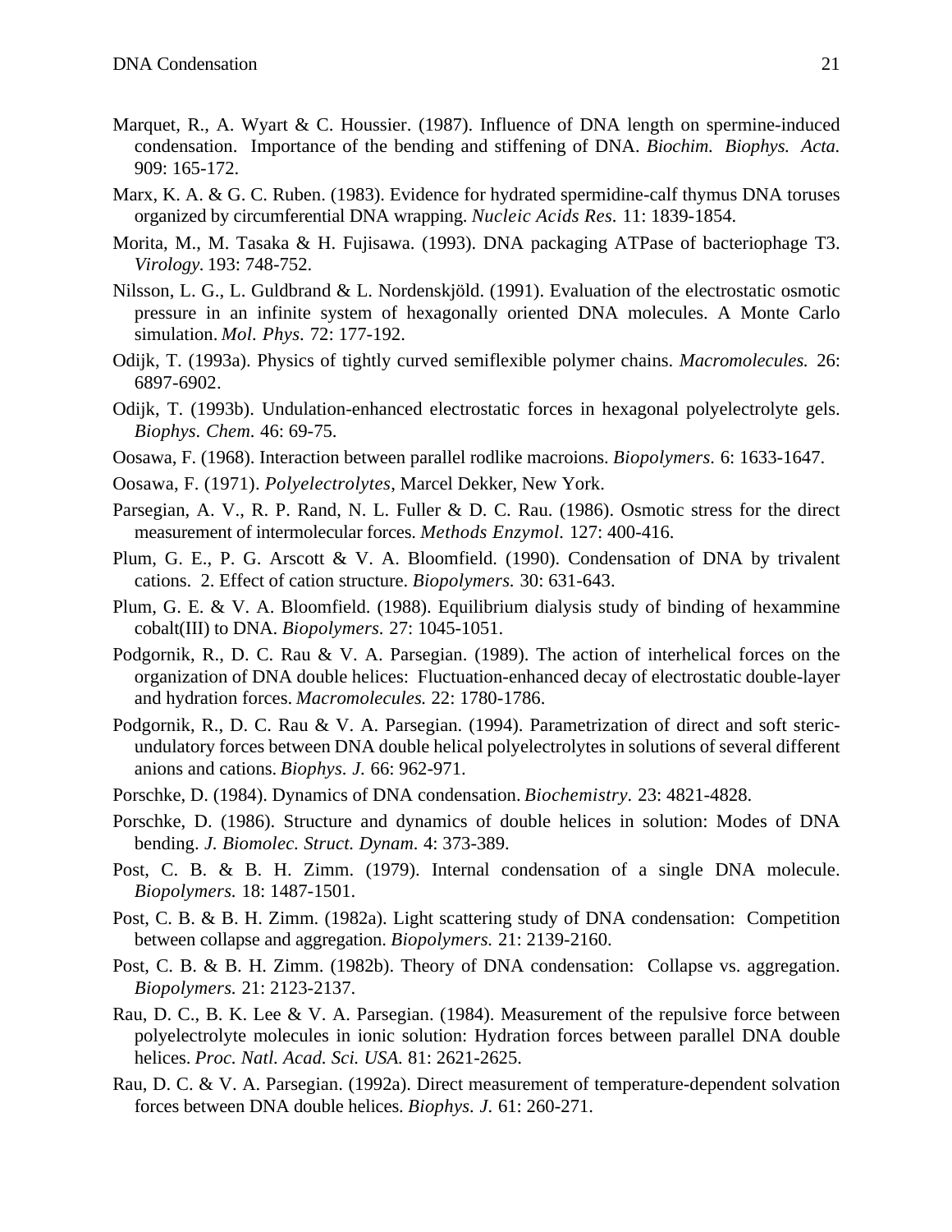Marquet, R., A. Wyart & C. Houssier. (1987). Influence of DNA length on spermine-induced condensation. Importance of the bending and stiffening of DNA. *Biochim. Biophys. Acta.* 909: 165-172.

Marx, K. A. & G. C. Ruben. (1983). Evidence for hydrated spermidine-calf thymus DNA toruses organized by circumferential DNA wrapping. *Nucleic Acids Res.* 11: 1839-1854.

Morita, M., M. Tasaka & H. Fujisawa. (1993). DNA packaging ATPase of bacteriophage T3. *Virology.* 193: 748-752.

Nilsson, L. G., L. Guldbrand & L. Nordenskjöld. (1991). Evaluation of the electrostatic osmotic pressure in an infinite system of hexagonally oriented DNA molecules. A Monte Carlo simulation. *Mol. Phys.* 72: 177-192.

Odijk, T. (1993a). Physics of tightly curved semiflexible polymer chains. *Macromolecules.* 26: 6897-6902.

Odijk, T. (1993b). Undulation-enhanced electrostatic forces in hexagonal polyelectrolyte gels. *Biophys. Chem.* 46: 69-75.

Oosawa, F. (1968). Interaction between parallel rodlike macroions. *Biopolymers.* 6: 1633-1647.

Oosawa, F. (1971). *Polyelectrolytes*, Marcel Dekker, New York.

Parsegian, A. V., R. P. Rand, N. L. Fuller & D. C. Rau. (1986). Osmotic stress for the direct measurement of intermolecular forces. *Methods Enzymol.* 127: 400-416.

Plum, G. E., P. G. Arscott & V. A. Bloomfield. (1990). Condensation of DNA by trivalent cations. 2. Effect of cation structure. *Biopolymers.* 30: 631-643.

Plum, G. E. & V. A. Bloomfield. (1988). Equilibrium dialysis study of binding of hexammine cobalt(III) to DNA. *Biopolymers.* 27: 1045-1051.

Podgornik, R., D. C. Rau & V. A. Parsegian. (1989). The action of interhelical forces on the organization of DNA double helices: Fluctuation-enhanced decay of electrostatic double-layer and hydration forces. *Macromolecules.* 22: 1780-1786.

Podgornik, R., D. C. Rau & V. A. Parsegian. (1994). Parametrization of direct and soft steric-undulatory forces between DNA double helical polyelectrolytes in solutions of several different anions and cations. *Biophys. J.* 66: 962-971.

Porschke, D. (1984). Dynamics of DNA condensation. *Biochemistry.* 23: 4821-4828.

Porschke, D. (1986). Structure and dynamics of double helices in solution: Modes of DNA bending. *J. Biomolec. Struct. Dynam.* 4: 373-389.

Post, C. B. & B. H. Zimm. (1979). Internal condensation of a single DNA molecule. *Biopolymers.* 18: 1487-1501.

Post, C. B. & B. H. Zimm. (1982a). Light scattering study of DNA condensation: Competition between collapse and aggregation. *Biopolymers.* 21: 2139-2160.

Post, C. B. & B. H. Zimm. (1982b). Theory of DNA condensation: Collapse vs. aggregation. *Biopolymers.* 21: 2123-2137.

Rau, D. C., B. K. Lee & V. A. Parsegian. (1984). Measurement of the repulsive force between polyelectrolyte molecules in ionic solution: Hydration forces between parallel DNA double helices. *Proc. Natl. Acad. Sci. USA.* 81: 2621-2625.

Rau, D. C. & V. A. Parsegian. (1992a). Direct measurement of temperature-dependent solvation forces between DNA double helices. *Biophys. J.* 61: 260-271.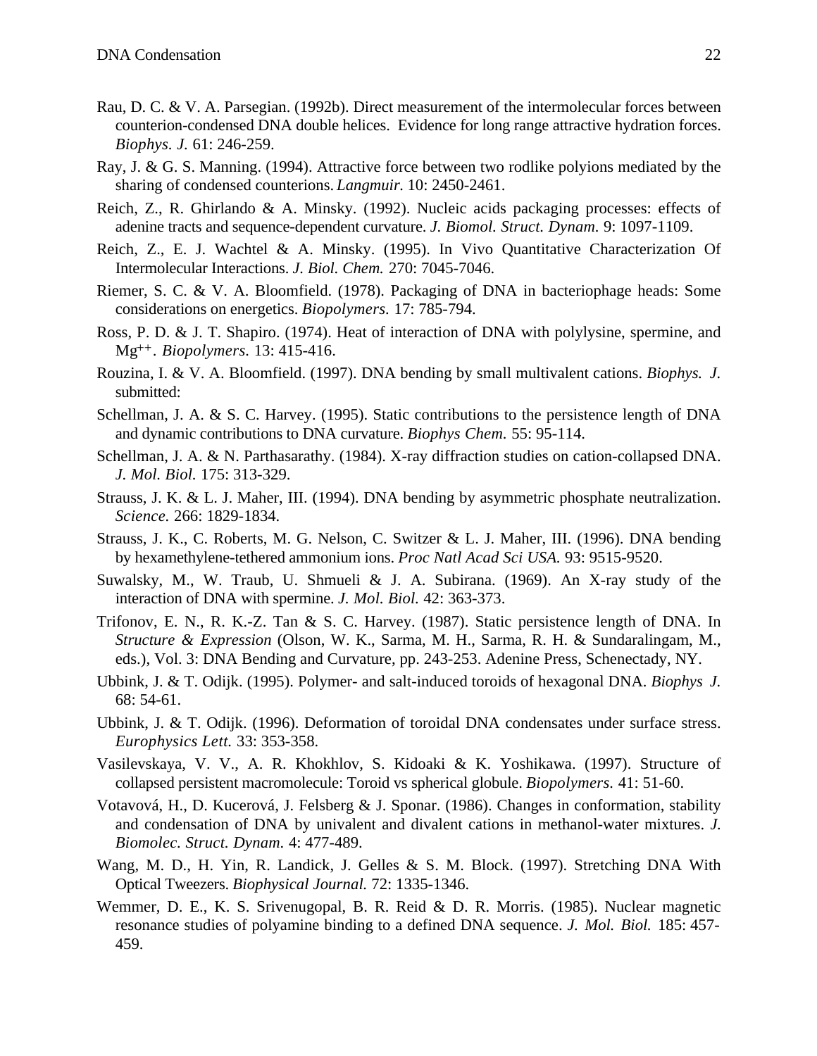Rau, D. C. & V. A. Parsegian. (1992b). Direct measurement of the intermolecular forces between counterion-condensed DNA double helices. Evidence for long range attractive hydration forces. *Biophys. J.* 61: 246-259.

Ray, J. & G. S. Manning. (1994). Attractive force between two rodlike polyions mediated by the sharing of condensed counterions. *Langmuir.* 10: 2450-2461.

Reich, Z., R. Ghirlando & A. Minsky. (1992). Nucleic acids packaging processes: effects of adenine tracts and sequence-dependent curvature. *J. Biomol. Struct. Dynam.* 9: 1097-1109.

Reich, Z., E. J. Wachtel & A. Minsky. (1995). In Vivo Quantitative Characterization Of Intermolecular Interactions. *J. Biol. Chem.* 270: 7045-7046.

Riemer, S. C. & V. A. Bloomfield. (1978). Packaging of DNA in bacteriophage heads: Some considerations on energetics. *Biopolymers.* 17: 785-794.

Ross, P. D. & J. T. Shapiro. (1974). Heat of interaction of DNA with polylysine, spermine, and $Mg^{++}$. *Biopolymers.* 13: 415-416.

Rouzina, I. & V. A. Bloomfield. (1997). DNA bending by small multivalent cations. *Biophys. J.* submitted:

Schellman, J. A. & S. C. Harvey. (1995). Static contributions to the persistence length of DNA and dynamic contributions to DNA curvature. *Biophys Chem.* 55: 95-114.

Schellman, J. A. & N. Parthasarathy. (1984). X-ray diffraction studies on cation-collapsed DNA. *J. Mol. Biol.* 175: 313-329.

Strauss, J. K. & L. J. Maher, III. (1994). DNA bending by asymmetric phosphate neutralization. *Science.* 266: 1829-1834.

Strauss, J. K., C. Roberts, M. G. Nelson, C. Switzer & L. J. Maher, III. (1996). DNA bending by hexamethylene-tethered ammonium ions. *Proc Natl Acad Sci USA.* 93: 9515-9520.

Suwalsky, M., W. Traub, U. Shmueli & J. A. Subirana. (1969). An X-ray study of the interaction of DNA with spermine. *J. Mol. Biol.* 42: 363-373.

Trifonov, E. N., R. K.-Z. Tan & S. C. Harvey. (1987). Static persistence length of DNA. In *Structure & Expression* (Olson, W. K., Sarma, M. H., Sarma, R. H. & Sundaralingam, M., eds.), Vol. 3: DNA Bending and Curvature, pp. 243-253. Adenine Press, Schenectady, NY.

Ubbink, J. & T. Odijk. (1995). Polymer- and salt-induced toroids of hexagonal DNA. *Biophys J.* 68: 54-61.

Ubbink, J. & T. Odijk. (1996). Deformation of toroidal DNA condensates under surface stress. *Europhysics Lett.* 33: 353-358.

Vasilevskaya, V. V., A. R. Khokhlov, S. Kidoaki & K. Yoshikawa. (1997). Structure of collapsed persistent macromolecule: Toroid vs spherical globule. *Biopolymers.* 41: 51-60.

Votavová, H., D. Kucerová, J. Felsberg & J. Sponar. (1986). Changes in conformation, stability and condensation of DNA by univalent and divalent cations in methanol-water mixtures. *J. Biomolec. Struct. Dynam.* 4: 477-489.

Wang, M. D., H. Yin, R. Landick, J. Gelles & S. M. Block. (1997). Stretching DNA With Optical Tweezers. *Biophysical Journal.* 72: 1335-1346.

Wemmer, D. E., K. S. Srivenugopal, B. R. Reid & D. R. Morris. (1985). Nuclear magnetic resonance studies of polyamine binding to a defined DNA sequence. *J. Mol. Biol.* 185: 457-459.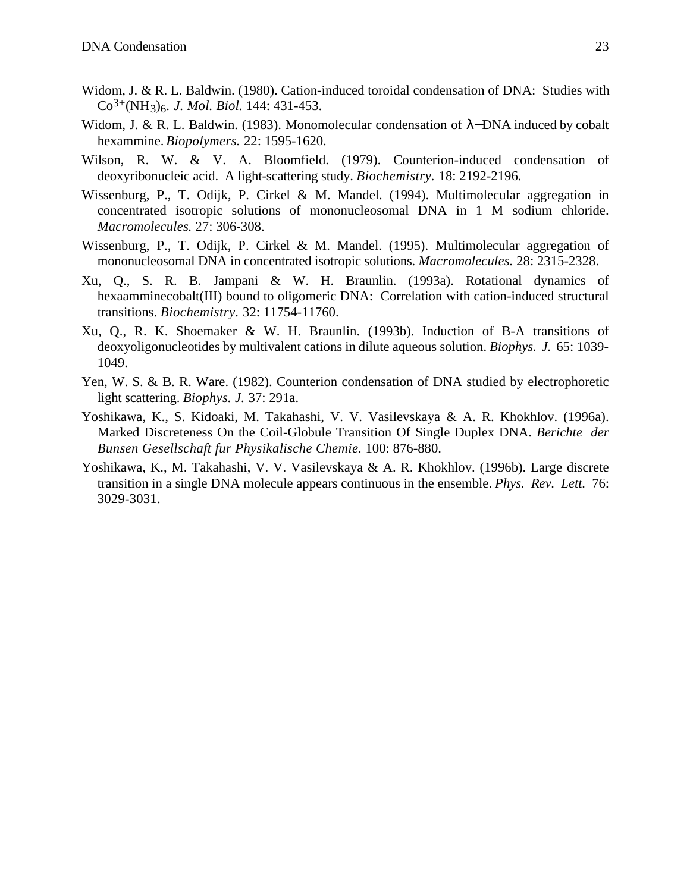Widom, J. & R. L. Baldwin. (1980). Cation-induced toroidal condensation of DNA: Studies with $Co^{3+}(NH_3)_6$. *J. Mol. Biol.* 144: 431-453.

Widom, J. & R. L. Baldwin. (1983). Monomolecular condensation of $\lambda$−DNA induced by cobalt hexammine. *Biopolymers.* 22: 1595-1620.

Wilson, R. W. & V. A. Bloomfield. (1979). Counterion-induced condensation of deoxyribonucleic acid. A light-scattering study. *Biochemistry.* 18: 2192-2196.

Wissenburg, P., T. Odijk, P. Cirkel & M. Mandel. (1994). Multimolecular aggregation in concentrated isotropic solutions of mononucleosomal DNA in 1 M sodium chloride. *Macromolecules.* 27: 306-308.

Wissenburg, P., T. Odijk, P. Cirkel & M. Mandel. (1995). Multimolecular aggregation of mononucleosomal DNA in concentrated isotropic solutions. *Macromolecules.* 28: 2315-2328.

Xu, Q., S. R. B. Jampani & W. H. Braunlin. (1993a). Rotational dynamics of hexaamminecobalt(III) bound to oligomeric DNA: Correlation with cation-induced structural transitions. *Biochemistry.* 32: 11754-11760.

Xu, Q., R. K. Shoemaker & W. H. Braunlin. (1993b). Induction of B-A transitions of deoxyoligonucleotides by multivalent cations in dilute aqueous solution. *Biophys. J.* 65: 1039-1049.

Yen, W. S. & B. R. Ware. (1982). Counterion condensation of DNA studied by electrophoretic light scattering. *Biophys. J.* 37: 291a.

Yoshikawa, K., S. Kidoaki, M. Takahashi, V. V. Vasilevskaya & A. R. Khokhlov. (1996a). Marked Discreteness On the Coil-Globule Transition Of Single Duplex DNA. *Berichte der Bunsen Gesellschaft fur Physikalische Chemie.* 100: 876-880.

Yoshikawa, K., M. Takahashi, V. V. Vasilevskaya & A. R. Khokhlov. (1996b). Large discrete transition in a single DNA molecule appears continuous in the ensemble. *Phys. Rev. Lett.* 76: 3029-3031.